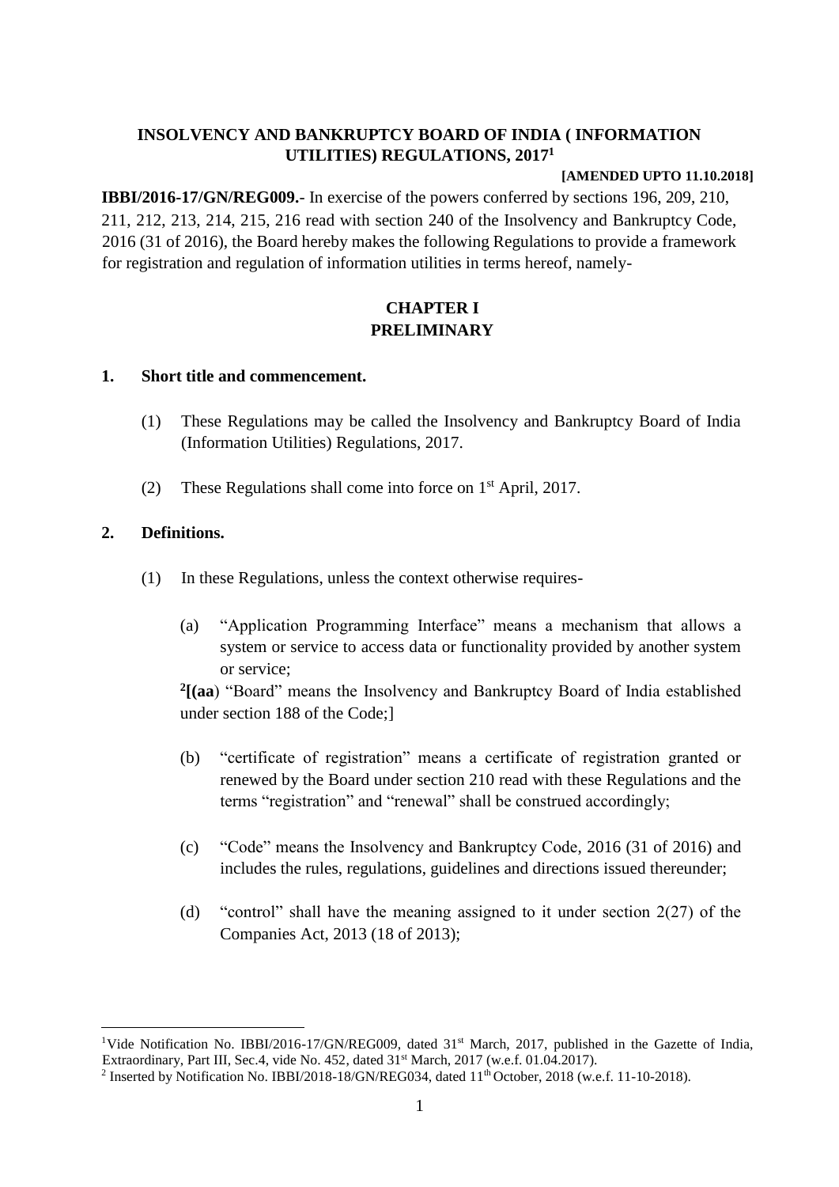# INSOLVENCY AND BANKRUPTCY BOARD OF INDIA ( INFORMATION UTILITIES) REGULATIONS, 2017[1]

**[AMENDED UPTO 11.10.2018]**

**IBBI/2016-17/GN/REG009.**- In exercise of the powers conferred by sections 196, 209, 210, 211, 212, 213, 214, 215, 216 read with section 240 of the Insolvency and Bankruptcy Code, 2016 (31 of 2016), the Board hereby makes the following Regulations to provide a framework for registration and regulation of information utilities in terms hereof, namely-

## CHAPTER I
## PRELIMINARY

**1. Short title and commencement.**

(1) These Regulations may be called the Insolvency and Bankruptcy Board of India (Information Utilities) Regulations, 2017.

(2) These Regulations shall come into force on 1st April, 2017.

**2. Definitions.**

(1) In these Regulations, unless the context otherwise requires-

(a) "Application Programming Interface" means a mechanism that allows a system or service to access data or functionality provided by another system or service;

[2]**[(aa**) "Board" means the Insolvency and Bankruptcy Board of India established under section 188 of the Code;]

(b) "certificate of registration" means a certificate of registration granted or renewed by the Board under section 210 read with these Regulations and the terms "registration" and "renewal" shall be construed accordingly;

(c) "Code" means the Insolvency and Bankruptcy Code, 2016 (31 of 2016) and includes the rules, regulations, guidelines and directions issued thereunder;

(d) "control" shall have the meaning assigned to it under section 2(27) of the Companies Act, 2013 (18 of 2013);

---

[1] Vide Notification No. IBBI/2016-17/GN/REG009, dated 31st March, 2017, published in the Gazette of India, Extraordinary, Part III, Sec.4, vide No. 452, dated 31st March, 2017 (w.e.f. 01.04.2017).

[2] Inserted by Notification No. IBBI/2018-18/GN/REG034, dated 11th October, 2018 (w.e.f. 11-10-2018).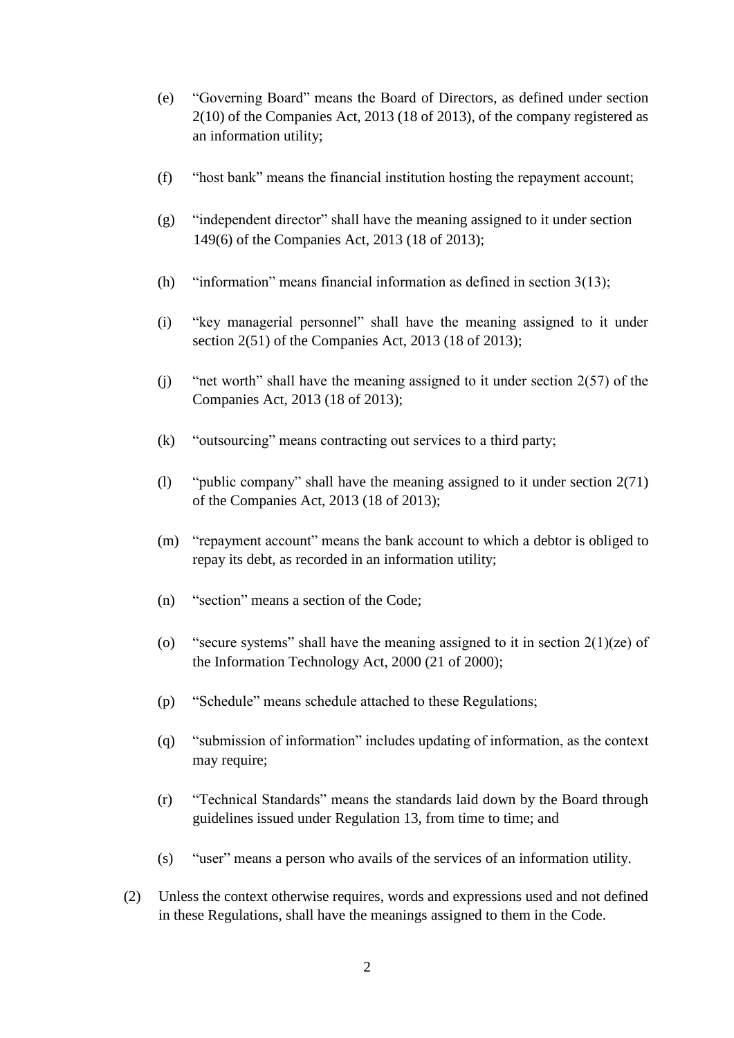(e) "Governing Board" means the Board of Directors, as defined under section 2(10) of the Companies Act, 2013 (18 of 2013), of the company registered as an information utility;

(f) "host bank" means the financial institution hosting the repayment account;

(g) "independent director" shall have the meaning assigned to it under section 149(6) of the Companies Act, 2013 (18 of 2013);

(h) "information" means financial information as defined in section 3(13);

(i) "key managerial personnel" shall have the meaning assigned to it under section 2(51) of the Companies Act, 2013 (18 of 2013);

(j) "net worth" shall have the meaning assigned to it under section 2(57) of the Companies Act, 2013 (18 of 2013);

(k) "outsourcing" means contracting out services to a third party;

(l) "public company" shall have the meaning assigned to it under section 2(71) of the Companies Act, 2013 (18 of 2013);

(m) "repayment account" means the bank account to which a debtor is obliged to repay its debt, as recorded in an information utility;

(n) "section" means a section of the Code;

(o) "secure systems" shall have the meaning assigned to it in section 2(1)(ze) of the Information Technology Act, 2000 (21 of 2000);

(p) "Schedule" means schedule attached to these Regulations;

(q) "submission of information" includes updating of information, as the context may require;

(r) "Technical Standards" means the standards laid down by the Board through guidelines issued under Regulation 13, from time to time; and

(s) "user" means a person who avails of the services of an information utility.

(2) Unless the context otherwise requires, words and expressions used and not defined in these Regulations, shall have the meanings assigned to them in the Code.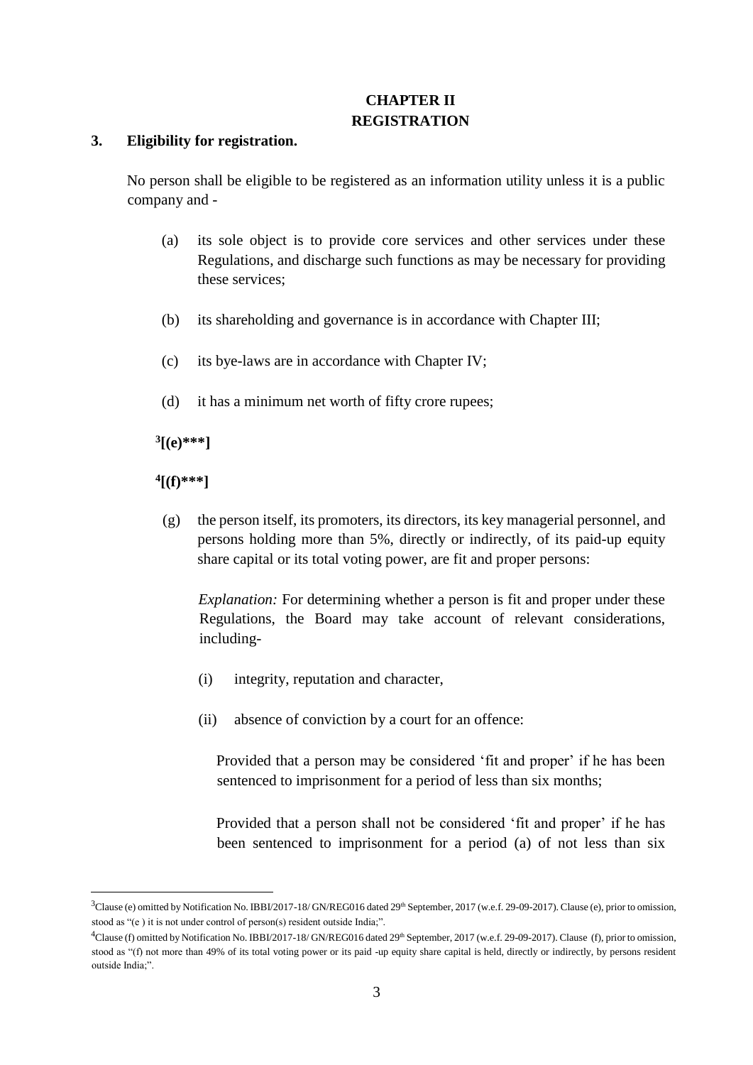## CHAPTER II
## REGISTRATION

### 3. Eligibility for registration.

No person shall be eligible to be registered as an information utility unless it is a public company and -

(a) its sole object is to provide core services and other services under these Regulations, and discharge such functions as may be necessary for providing these services;

(b) its shareholding and governance is in accordance with Chapter III;

(c) its bye-laws are in accordance with Chapter IV;

(d) it has a minimum net worth of fifty crore rupees;

[3]**[(e)***]**

[4]**[(f)***]**

(g) the person itself, its promoters, its directors, its key managerial personnel, and persons holding more than 5%, directly or indirectly, of its paid-up equity share capital or its total voting power, are fit and proper persons:

*Explanation:* For determining whether a person is fit and proper under these Regulations, the Board may take account of relevant considerations, including-

(i) integrity, reputation and character,

(ii) absence of conviction by a court for an offence:

Provided that a person may be considered 'fit and proper' if he has been sentenced to imprisonment for a period of less than six months;

Provided that a person shall not be considered 'fit and proper' if he has been sentenced to imprisonment for a period (a) of not less than six

---

[3]Clause (e) omitted by Notification No. IBBI/2017-18/ GN/REG016 dated 29th September, 2017 (w.e.f. 29-09-2017). Clause (e), prior to omission, stood as "(e ) it is not under control of person(s) resident outside India;".

[4]Clause (f) omitted by Notification No. IBBI/2017-18/ GN/REG016 dated 29th September, 2017 (w.e.f. 29-09-2017). Clause (f), prior to omission, stood as "(f) not more than 49% of its total voting power or its paid -up equity share capital is held, directly or indirectly, by persons resident outside India;".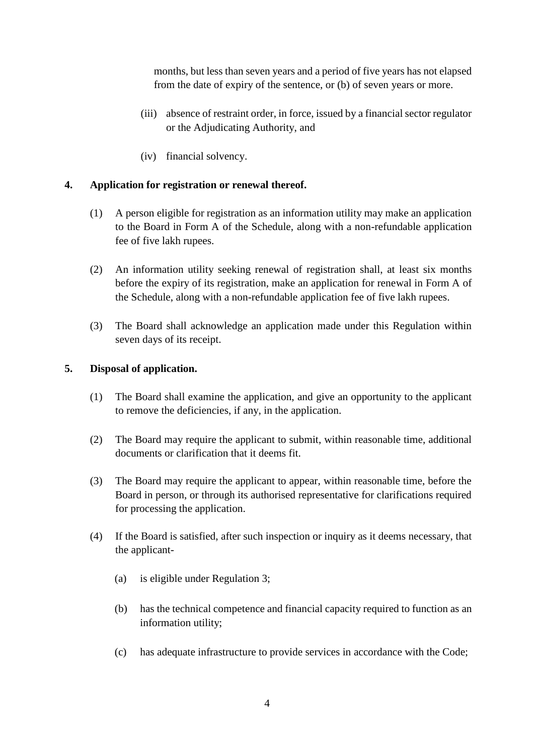months, but less than seven years and a period of five years has not elapsed from the date of expiry of the sentence, or (b) of seven years or more.

(iii) absence of restraint order, in force, issued by a financial sector regulator or the Adjudicating Authority, and

(iv) financial solvency.

**4. Application for registration or renewal thereof.**

(1) A person eligible for registration as an information utility may make an application to the Board in Form A of the Schedule, along with a non-refundable application fee of five lakh rupees.

(2) An information utility seeking renewal of registration shall, at least six months before the expiry of its registration, make an application for renewal in Form A of the Schedule, along with a non-refundable application fee of five lakh rupees.

(3) The Board shall acknowledge an application made under this Regulation within seven days of its receipt.

**5. Disposal of application.**

(1) The Board shall examine the application, and give an opportunity to the applicant to remove the deficiencies, if any, in the application.

(2) The Board may require the applicant to submit, within reasonable time, additional documents or clarification that it deems fit.

(3) The Board may require the applicant to appear, within reasonable time, before the Board in person, or through its authorised representative for clarifications required for processing the application.

(4) If the Board is satisfied, after such inspection or inquiry as it deems necessary, that the applicant-

(a) is eligible under Regulation 3;

(b) has the technical competence and financial capacity required to function as an information utility;

(c) has adequate infrastructure to provide services in accordance with the Code;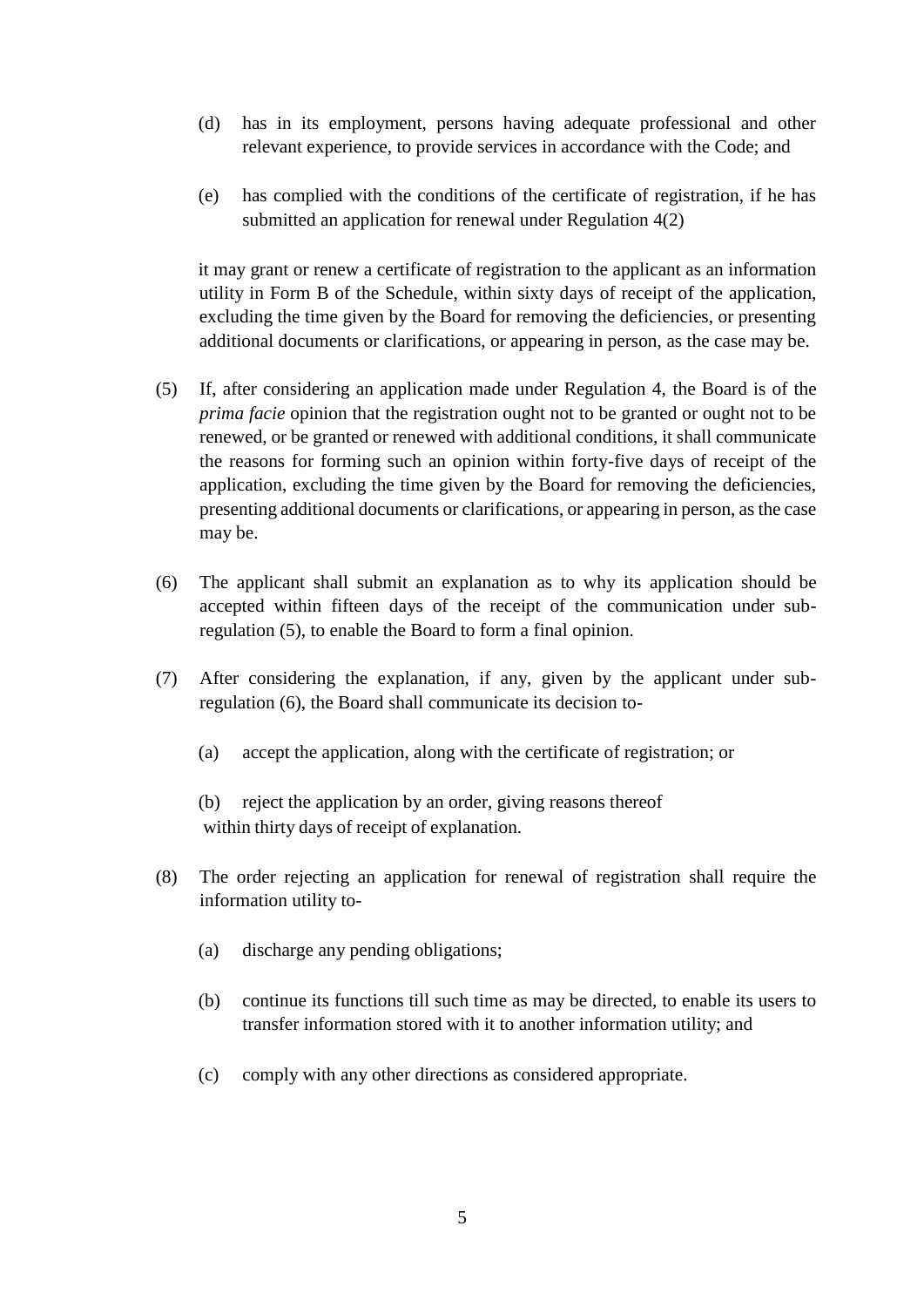(d) has in its employment, persons having adequate professional and other relevant experience, to provide services in accordance with the Code; and

(e) has complied with the conditions of the certificate of registration, if he has submitted an application for renewal under Regulation 4(2)

it may grant or renew a certificate of registration to the applicant as an information utility in Form B of the Schedule, within sixty days of receipt of the application, excluding the time given by the Board for removing the deficiencies, or presenting additional documents or clarifications, or appearing in person, as the case may be.

(5) If, after considering an application made under Regulation 4, the Board is of the *prima facie* opinion that the registration ought not to be granted or ought not to be renewed, or be granted or renewed with additional conditions, it shall communicate the reasons for forming such an opinion within forty-five days of receipt of the application, excluding the time given by the Board for removing the deficiencies, presenting additional documents or clarifications, or appearing in person, as the case may be.

(6) The applicant shall submit an explanation as to why its application should be accepted within fifteen days of the receipt of the communication under sub-regulation (5), to enable the Board to form a final opinion.

(7) After considering the explanation, if any, given by the applicant under sub-regulation (6), the Board shall communicate its decision to-

(a) accept the application, along with the certificate of registration; or

(b) reject the application by an order, giving reasons thereof

within thirty days of receipt of explanation.

(8) The order rejecting an application for renewal of registration shall require the information utility to-

(a) discharge any pending obligations;

(b) continue its functions till such time as may be directed, to enable its users to transfer information stored with it to another information utility; and

(c) comply with any other directions as considered appropriate.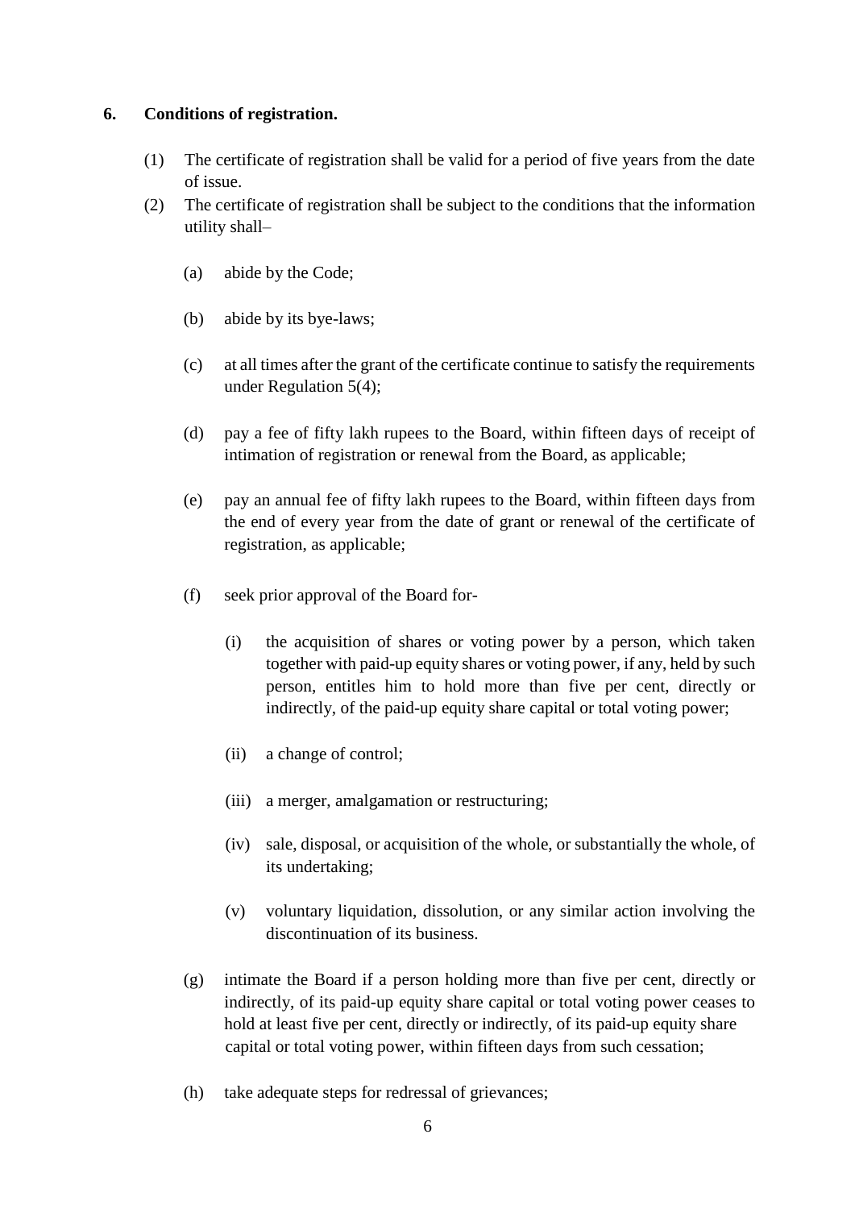## 6. Conditions of registration.

(1) The certificate of registration shall be valid for a period of five years from the date of issue.

(2) The certificate of registration shall be subject to the conditions that the information utility shall–

(a) abide by the Code;

(b) abide by its bye-laws;

(c) at all times after the grant of the certificate continue to satisfy the requirements under Regulation 5(4);

(d) pay a fee of fifty lakh rupees to the Board, within fifteen days of receipt of intimation of registration or renewal from the Board, as applicable;

(e) pay an annual fee of fifty lakh rupees to the Board, within fifteen days from the end of every year from the date of grant or renewal of the certificate of registration, as applicable;

(f) seek prior approval of the Board for-

(i) the acquisition of shares or voting power by a person, which taken together with paid-up equity shares or voting power, if any, held by such person, entitles him to hold more than five per cent, directly or indirectly, of the paid-up equity share capital or total voting power;

(ii) a change of control;

(iii) a merger, amalgamation or restructuring;

(iv) sale, disposal, or acquisition of the whole, or substantially the whole, of its undertaking;

(v) voluntary liquidation, dissolution, or any similar action involving the discontinuation of its business.

(g) intimate the Board if a person holding more than five per cent, directly or indirectly, of its paid-up equity share capital or total voting power ceases to hold at least five per cent, directly or indirectly, of its paid-up equity share capital or total voting power, within fifteen days from such cessation;

(h) take adequate steps for redressal of grievances;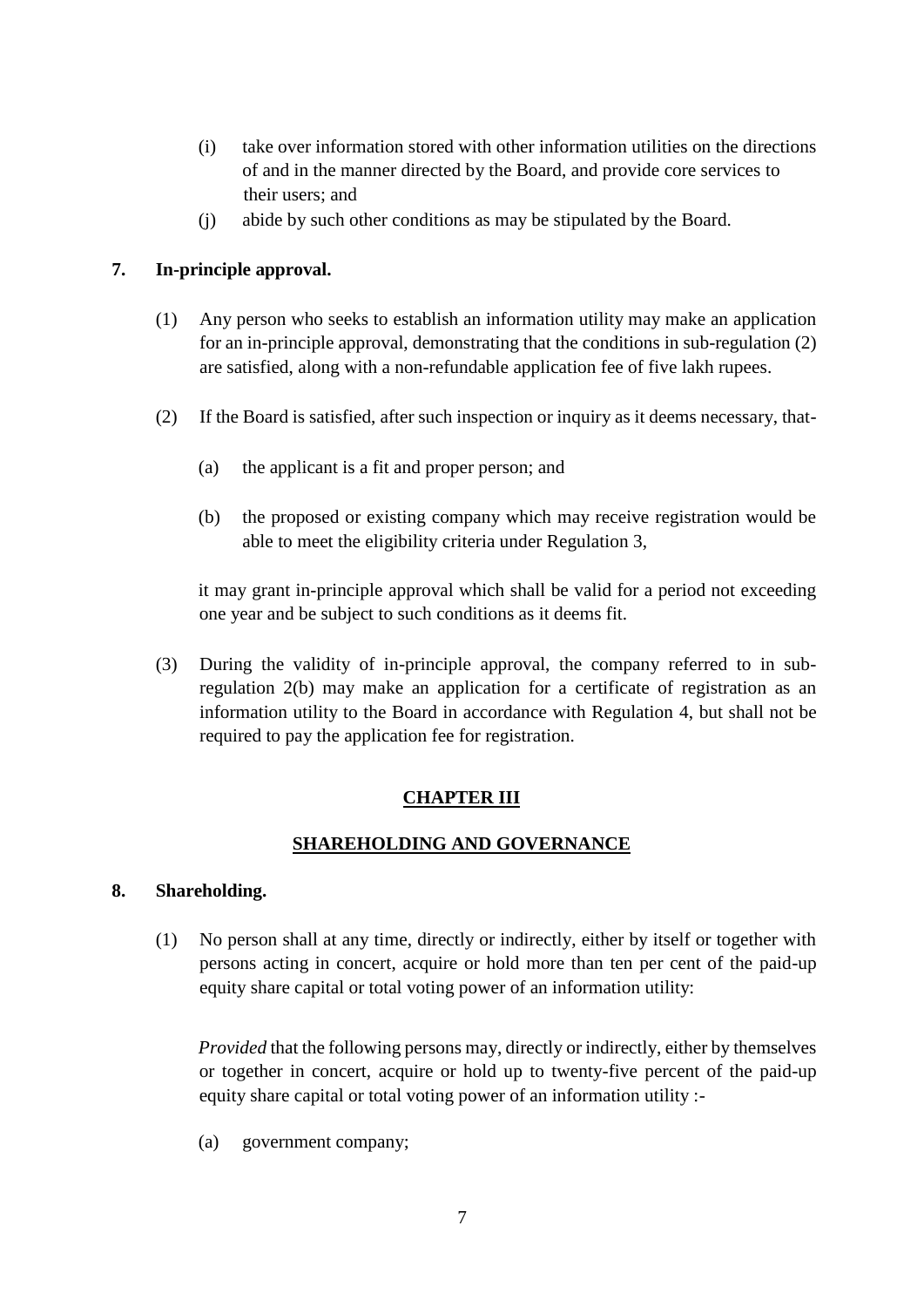(i) take over information stored with other information utilities on the directions of and in the manner directed by the Board, and provide core services to their users; and

(j) abide by such other conditions as may be stipulated by the Board.

**7. In-principle approval.**

(1) Any person who seeks to establish an information utility may make an application for an in-principle approval, demonstrating that the conditions in sub-regulation (2) are satisfied, along with a non-refundable application fee of five lakh rupees.

(2) If the Board is satisfied, after such inspection or inquiry as it deems necessary, that-

(a) the applicant is a fit and proper person; and

(b) the proposed or existing company which may receive registration would be able to meet the eligibility criteria under Regulation 3,

it may grant in-principle approval which shall be valid for a period not exceeding one year and be subject to such conditions as it deems fit.

(3) During the validity of in-principle approval, the company referred to in sub-regulation 2(b) may make an application for a certificate of registration as an information utility to the Board in accordance with Regulation 4, but shall not be required to pay the application fee for registration.

## CHAPTER III

## SHAREHOLDING AND GOVERNANCE

**8. Shareholding.**

(1) No person shall at any time, directly or indirectly, either by itself or together with persons acting in concert, acquire or hold more than ten per cent of the paid-up equity share capital or total voting power of an information utility:

*Provided* that the following persons may, directly or indirectly, either by themselves or together in concert, acquire or hold up to twenty-five percent of the paid-up equity share capital or total voting power of an information utility :-

(a) government company;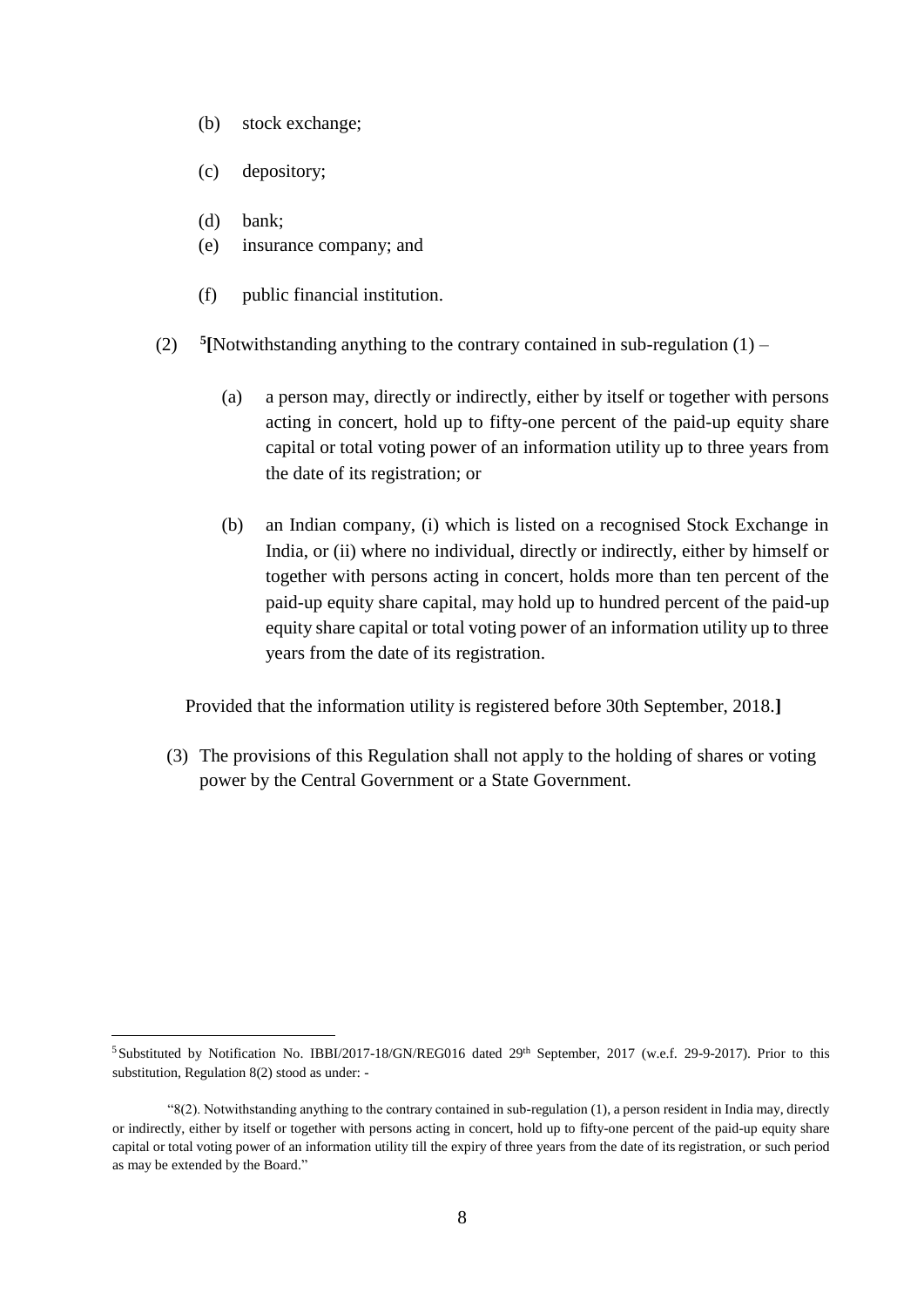(b) stock exchange;

(c) depository;

(d) bank;

(e) insurance company; and

(f) public financial institution.

(2) [5][Notwithstanding anything to the contrary contained in sub-regulation (1) –

(a) a person may, directly or indirectly, either by itself or together with persons acting in concert, hold up to fifty-one percent of the paid-up equity share capital or total voting power of an information utility up to three years from the date of its registration; or

(b) an Indian company, (i) which is listed on a recognised Stock Exchange in India, or (ii) where no individual, directly or indirectly, either by himself or together with persons acting in concert, holds more than ten percent of the paid-up equity share capital, may hold up to hundred percent of the paid-up equity share capital or total voting power of an information utility up to three years from the date of its registration.

Provided that the information utility is registered before 30th September, 2018.**]**

(3) The provisions of this Regulation shall not apply to the holding of shares or voting power by the Central Government or a State Government.

---

[5] Substituted by Notification No. IBBI/2017-18/GN/REG016 dated 29th September, 2017 (w.e.f. 29-9-2017). Prior to this substitution, Regulation 8(2) stood as under: -

"8(2). Notwithstanding anything to the contrary contained in sub-regulation (1), a person resident in India may, directly or indirectly, either by itself or together with persons acting in concert, hold up to fifty-one percent of the paid-up equity share capital or total voting power of an information utility till the expiry of three years from the date of its registration, or such period as may be extended by the Board."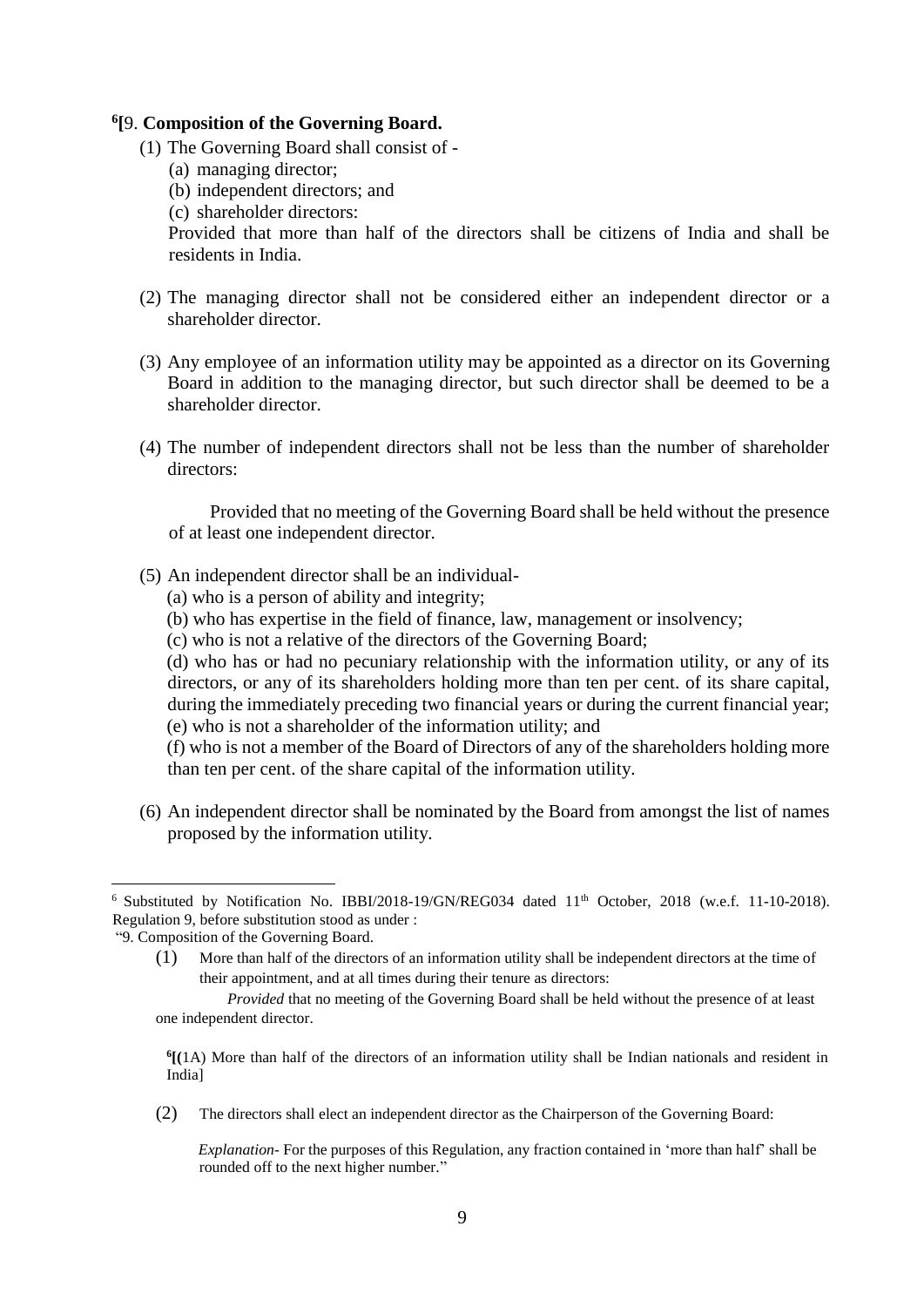[6][9. **Composition of the Governing Board.**

(1) The Governing Board shall consist of -

(a) managing director;

(b) independent directors; and

(c) shareholder directors:

Provided that more than half of the directors shall be citizens of India and shall be residents in India.

(2) The managing director shall not be considered either an independent director or a shareholder director.

(3) Any employee of an information utility may be appointed as a director on its Governing Board in addition to the managing director, but such director shall be deemed to be a shareholder director.

(4) The number of independent directors shall not be less than the number of shareholder directors:

Provided that no meeting of the Governing Board shall be held without the presence of at least one independent director.

(5) An independent director shall be an individual-

(a) who is a person of ability and integrity;

(b) who has expertise in the field of finance, law, management or insolvency;

(c) who is not a relative of the directors of the Governing Board;

(d) who has or had no pecuniary relationship with the information utility, or any of its directors, or any of its shareholders holding more than ten per cent. of its share capital, during the immediately preceding two financial years or during the current financial year;

(e) who is not a shareholder of the information utility; and

(f) who is not a member of the Board of Directors of any of the shareholders holding more than ten per cent. of the share capital of the information utility.

(6) An independent director shall be nominated by the Board from amongst the list of names proposed by the information utility.

---

[6] Substituted by Notification No. IBBI/2018-19/GN/REG034 dated 11th October, 2018 (w.e.f. 11-10-2018). Regulation 9, before substitution stood as under :

"9. Composition of the Governing Board.

(1) More than half of the directors of an information utility shall be independent directors at the time of their appointment, and at all times during their tenure as directors:

*Provided* that no meeting of the Governing Board shall be held without the presence of at least one independent director.

[6][(1A) More than half of the directors of an information utility shall be Indian nationals and resident in India]

(2) The directors shall elect an independent director as the Chairperson of the Governing Board:

*Explanation*- For the purposes of this Regulation, any fraction contained in 'more than half' shall be rounded off to the next higher number."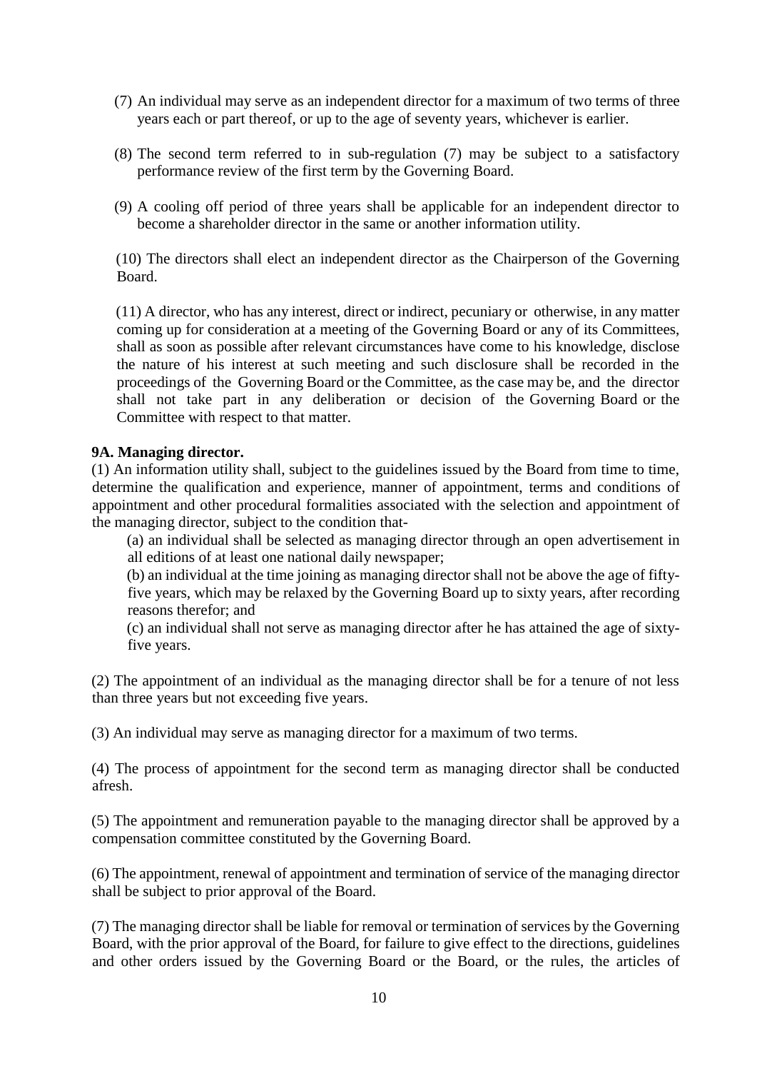(7) An individual may serve as an independent director for a maximum of two terms of three years each or part thereof, or up to the age of seventy years, whichever is earlier.

(8) The second term referred to in sub-regulation (7) may be subject to a satisfactory performance review of the first term by the Governing Board.

(9) A cooling off period of three years shall be applicable for an independent director to become a shareholder director in the same or another information utility.

(10) The directors shall elect an independent director as the Chairperson of the Governing Board.

(11) A director, who has any interest, direct or indirect, pecuniary or otherwise, in any matter coming up for consideration at a meeting of the Governing Board or any of its Committees, shall as soon as possible after relevant circumstances have come to his knowledge, disclose the nature of his interest at such meeting and such disclosure shall be recorded in the proceedings of the Governing Board or the Committee, as the case may be, and the director shall not take part in any deliberation or decision of the Governing Board or the Committee with respect to that matter.

**9A. Managing director.**

(1) An information utility shall, subject to the guidelines issued by the Board from time to time, determine the qualification and experience, manner of appointment, terms and conditions of appointment and other procedural formalities associated with the selection and appointment of the managing director, subject to the condition that-

(a) an individual shall be selected as managing director through an open advertisement in all editions of at least one national daily newspaper;

(b) an individual at the time joining as managing director shall not be above the age of fifty-five years, which may be relaxed by the Governing Board up to sixty years, after recording reasons therefor; and

(c) an individual shall not serve as managing director after he has attained the age of sixty-five years.

(2) The appointment of an individual as the managing director shall be for a tenure of not less than three years but not exceeding five years.

(3) An individual may serve as managing director for a maximum of two terms.

(4) The process of appointment for the second term as managing director shall be conducted afresh.

(5) The appointment and remuneration payable to the managing director shall be approved by a compensation committee constituted by the Governing Board.

(6) The appointment, renewal of appointment and termination of service of the managing director shall be subject to prior approval of the Board.

(7) The managing director shall be liable for removal or termination of services by the Governing Board, with the prior approval of the Board, for failure to give effect to the directions, guidelines and other orders issued by the Governing Board or the Board, or the rules, the articles of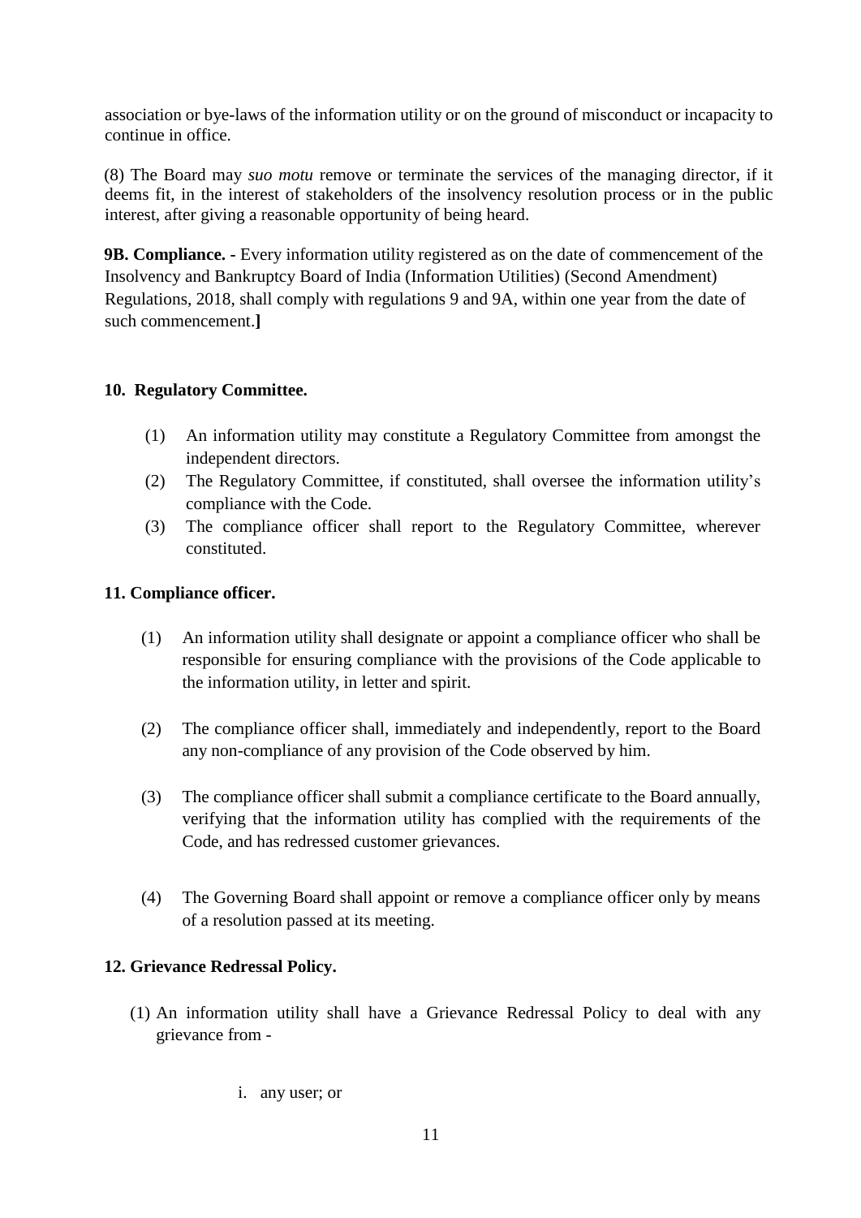association or bye-laws of the information utility or on the ground of misconduct or incapacity to continue in office.

(8) The Board may *suo motu* remove or terminate the services of the managing director, if it deems fit, in the interest of stakeholders of the insolvency resolution process or in the public interest, after giving a reasonable opportunity of being heard.

**9B. Compliance. -** Every information utility registered as on the date of commencement of the Insolvency and Bankruptcy Board of India (Information Utilities) (Second Amendment) Regulations, 2018, shall comply with regulations 9 and 9A, within one year from the date of such commencement.**]**

**10. Regulatory Committee.**

(1) An information utility may constitute a Regulatory Committee from amongst the independent directors.

(2) The Regulatory Committee, if constituted, shall oversee the information utility's compliance with the Code.

(3) The compliance officer shall report to the Regulatory Committee, wherever constituted.

**11. Compliance officer.**

(1) An information utility shall designate or appoint a compliance officer who shall be responsible for ensuring compliance with the provisions of the Code applicable to the information utility, in letter and spirit.

(2) The compliance officer shall, immediately and independently, report to the Board any non-compliance of any provision of the Code observed by him.

(3) The compliance officer shall submit a compliance certificate to the Board annually, verifying that the information utility has complied with the requirements of the Code, and has redressed customer grievances.

(4) The Governing Board shall appoint or remove a compliance officer only by means of a resolution passed at its meeting.

**12. Grievance Redressal Policy.**

(1) An information utility shall have a Grievance Redressal Policy to deal with any grievance from -

i. any user; or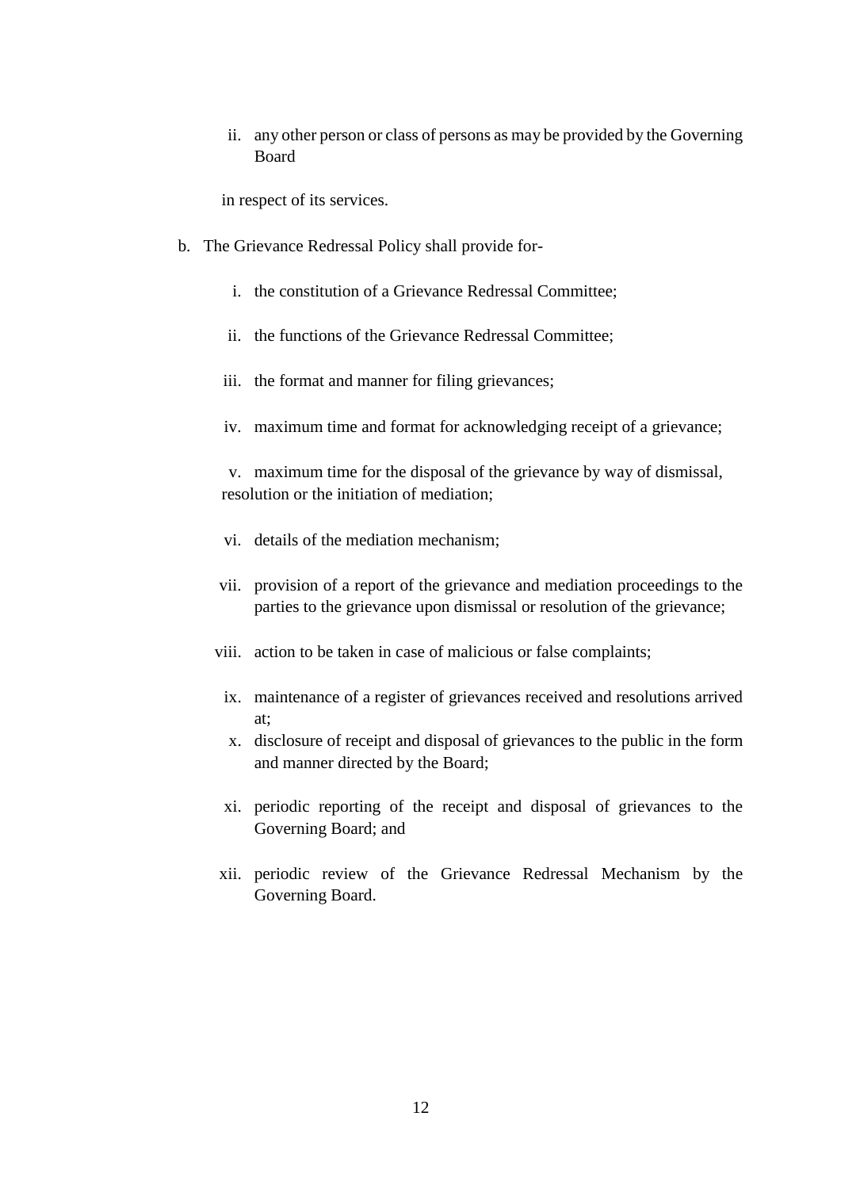ii. any other person or class of persons as may be provided by the Governing Board

in respect of its services.

b. The Grievance Redressal Policy shall provide for-

i. the constitution of a Grievance Redressal Committee;

ii. the functions of the Grievance Redressal Committee;

iii. the format and manner for filing grievances;

iv. maximum time and format for acknowledging receipt of a grievance;

v. maximum time for the disposal of the grievance by way of dismissal, resolution or the initiation of mediation;

vi. details of the mediation mechanism;

vii. provision of a report of the grievance and mediation proceedings to the parties to the grievance upon dismissal or resolution of the grievance;

viii. action to be taken in case of malicious or false complaints;

ix. maintenance of a register of grievances received and resolutions arrived at;

x. disclosure of receipt and disposal of grievances to the public in the form and manner directed by the Board;

xi. periodic reporting of the receipt and disposal of grievances to the Governing Board; and

xii. periodic review of the Grievance Redressal Mechanism by the Governing Board.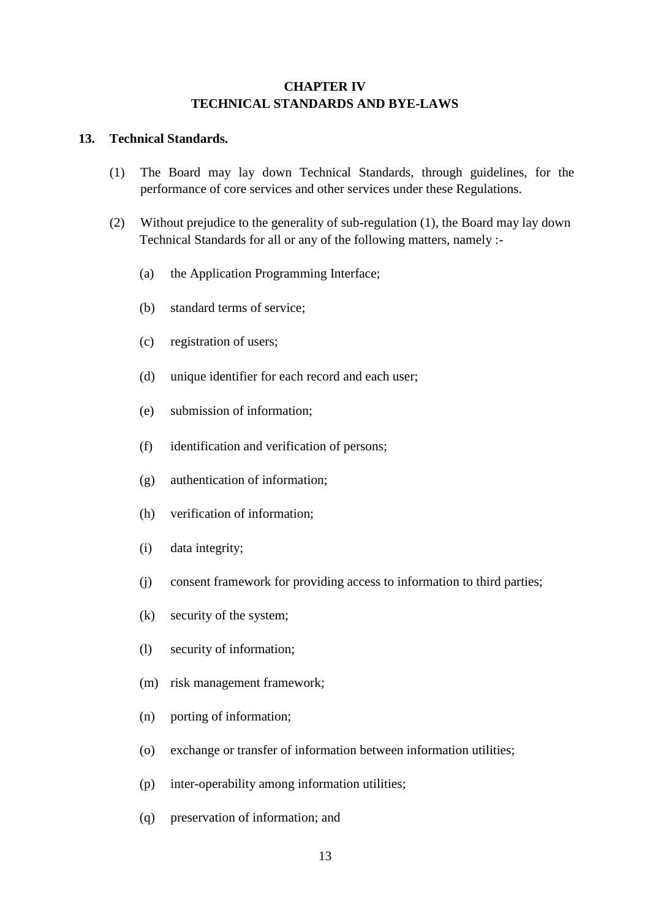## CHAPTER IV
## TECHNICAL STANDARDS AND BYE-LAWS

**13. Technical Standards.**

(1) The Board may lay down Technical Standards, through guidelines, for the performance of core services and other services under these Regulations.

(2) Without prejudice to the generality of sub-regulation (1), the Board may lay down Technical Standards for all or any of the following matters, namely :-

(a) the Application Programming Interface;

(b) standard terms of service;

(c) registration of users;

(d) unique identifier for each record and each user;

(e) submission of information;

(f) identification and verification of persons;

(g) authentication of information;

(h) verification of information;

(i) data integrity;

(j) consent framework for providing access to information to third parties;

(k) security of the system;

(l) security of information;

(m) risk management framework;

(n) porting of information;

(o) exchange or transfer of information between information utilities;

(p) inter-operability among information utilities;

(q) preservation of information; and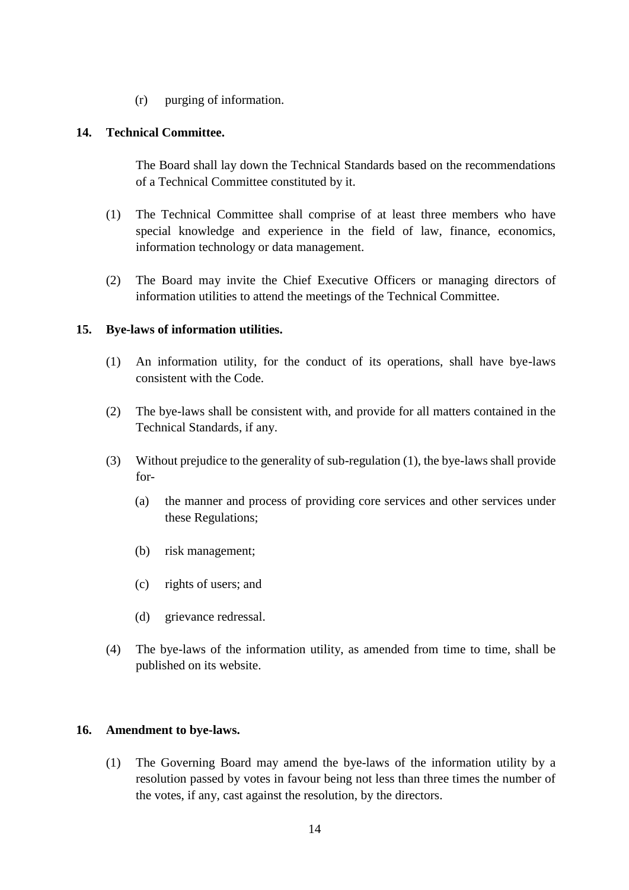(r) purging of information.

**14. Technical Committee.**

The Board shall lay down the Technical Standards based on the recommendations of a Technical Committee constituted by it.

(1) The Technical Committee shall comprise of at least three members who have special knowledge and experience in the field of law, finance, economics, information technology or data management.

(2) The Board may invite the Chief Executive Officers or managing directors of information utilities to attend the meetings of the Technical Committee.

**15. Bye-laws of information utilities.**

(1) An information utility, for the conduct of its operations, shall have bye-laws consistent with the Code.

(2) The bye-laws shall be consistent with, and provide for all matters contained in the Technical Standards, if any.

(3) Without prejudice to the generality of sub-regulation (1), the bye-laws shall provide for-

  (a) the manner and process of providing core services and other services under these Regulations;

  (b) risk management;

  (c) rights of users; and

  (d) grievance redressal.

(4) The bye-laws of the information utility, as amended from time to time, shall be published on its website.

**16. Amendment to bye-laws.**

(1) The Governing Board may amend the bye-laws of the information utility by a resolution passed by votes in favour being not less than three times the number of the votes, if any, cast against the resolution, by the directors.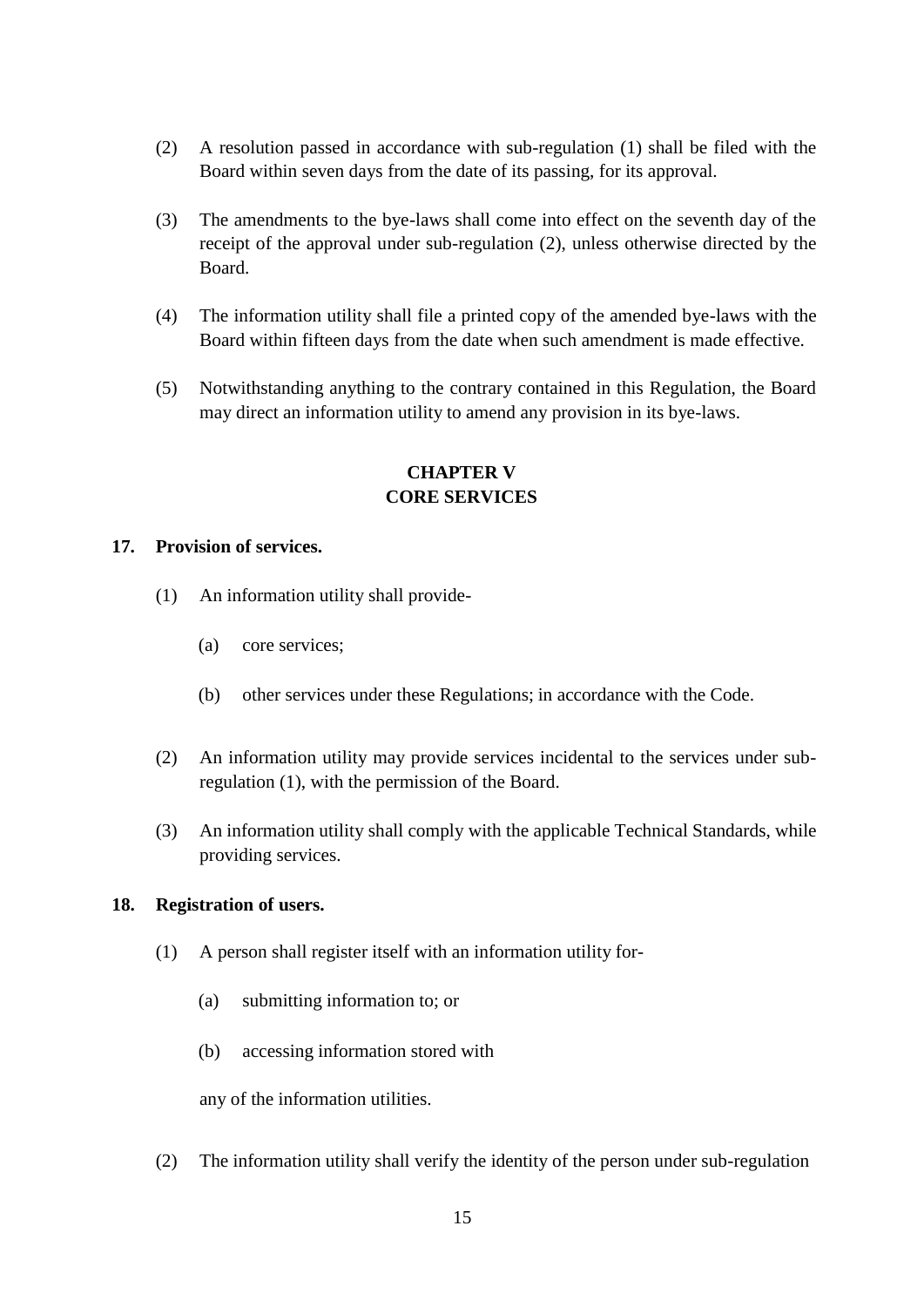(2) A resolution passed in accordance with sub-regulation (1) shall be filed with the Board within seven days from the date of its passing, for its approval.

(3) The amendments to the bye-laws shall come into effect on the seventh day of the receipt of the approval under sub-regulation (2), unless otherwise directed by the Board.

(4) The information utility shall file a printed copy of the amended bye-laws with the Board within fifteen days from the date when such amendment is made effective.

(5) Notwithstanding anything to the contrary contained in this Regulation, the Board may direct an information utility to amend any provision in its bye-laws.

## CHAPTER V
## CORE SERVICES

### 17. Provision of services.

(1) An information utility shall provide-

(a) core services;

(b) other services under these Regulations; in accordance with the Code.

(2) An information utility may provide services incidental to the services under sub-regulation (1), with the permission of the Board.

(3) An information utility shall comply with the applicable Technical Standards, while providing services.

### 18. Registration of users.

(1) A person shall register itself with an information utility for-

(a) submitting information to; or

(b) accessing information stored with

any of the information utilities.

(2) The information utility shall verify the identity of the person under sub-regulation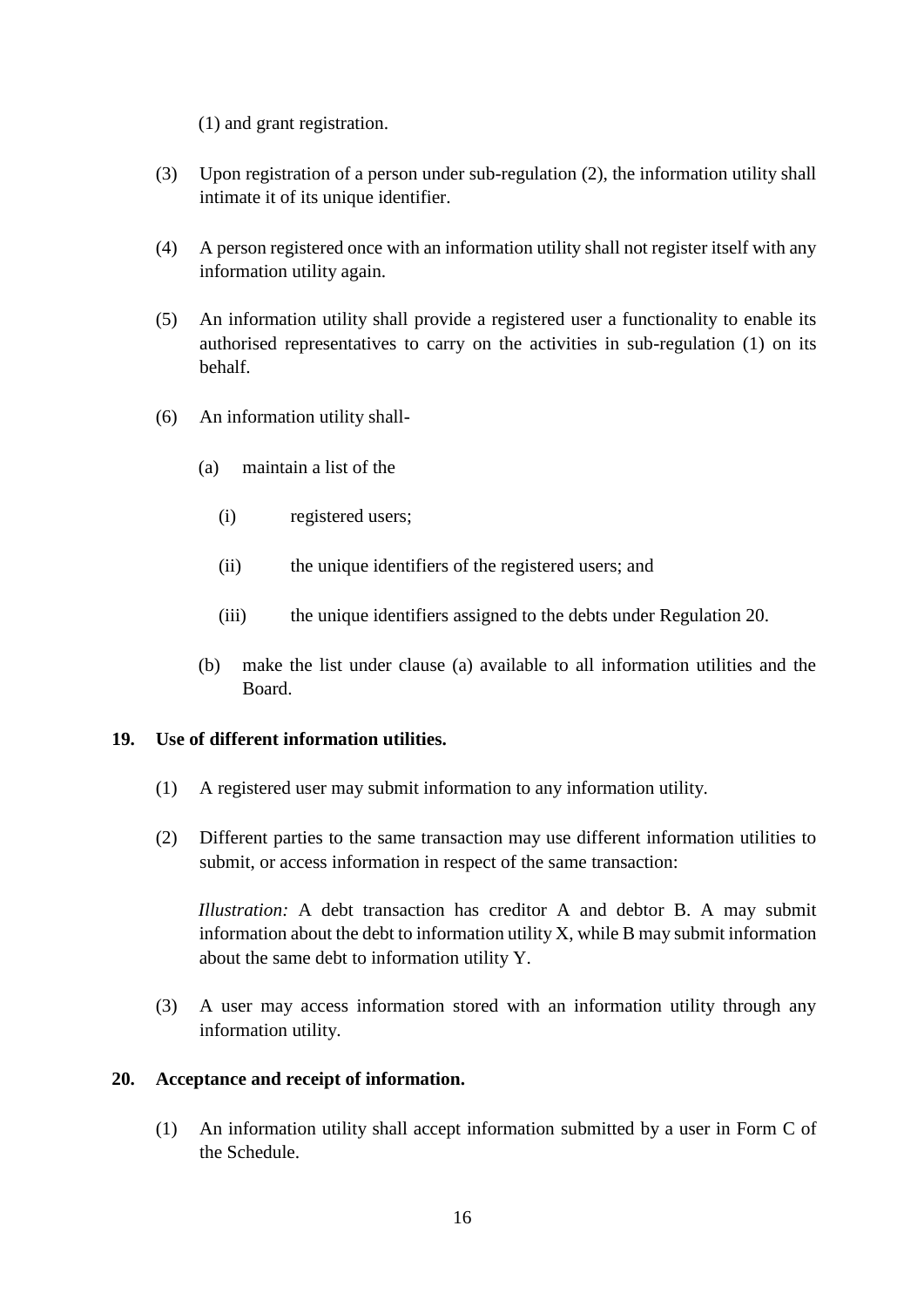(1) and grant registration.

(3) Upon registration of a person under sub-regulation (2), the information utility shall intimate it of its unique identifier.

(4) A person registered once with an information utility shall not register itself with any information utility again.

(5) An information utility shall provide a registered user a functionality to enable its authorised representatives to carry on the activities in sub-regulation (1) on its behalf.

(6) An information utility shall-

  (a) maintain a list of the

    (i) registered users;

    (ii) the unique identifiers of the registered users; and

    (iii) the unique identifiers assigned to the debts under Regulation 20.

  (b) make the list under clause (a) available to all information utilities and the Board.

**19. Use of different information utilities.**

(1) A registered user may submit information to any information utility.

(2) Different parties to the same transaction may use different information utilities to submit, or access information in respect of the same transaction:

*Illustration:* A debt transaction has creditor A and debtor B. A may submit information about the debt to information utility X, while B may submit information about the same debt to information utility Y.

(3) A user may access information stored with an information utility through any information utility.

**20. Acceptance and receipt of information.**

(1) An information utility shall accept information submitted by a user in Form C of the Schedule.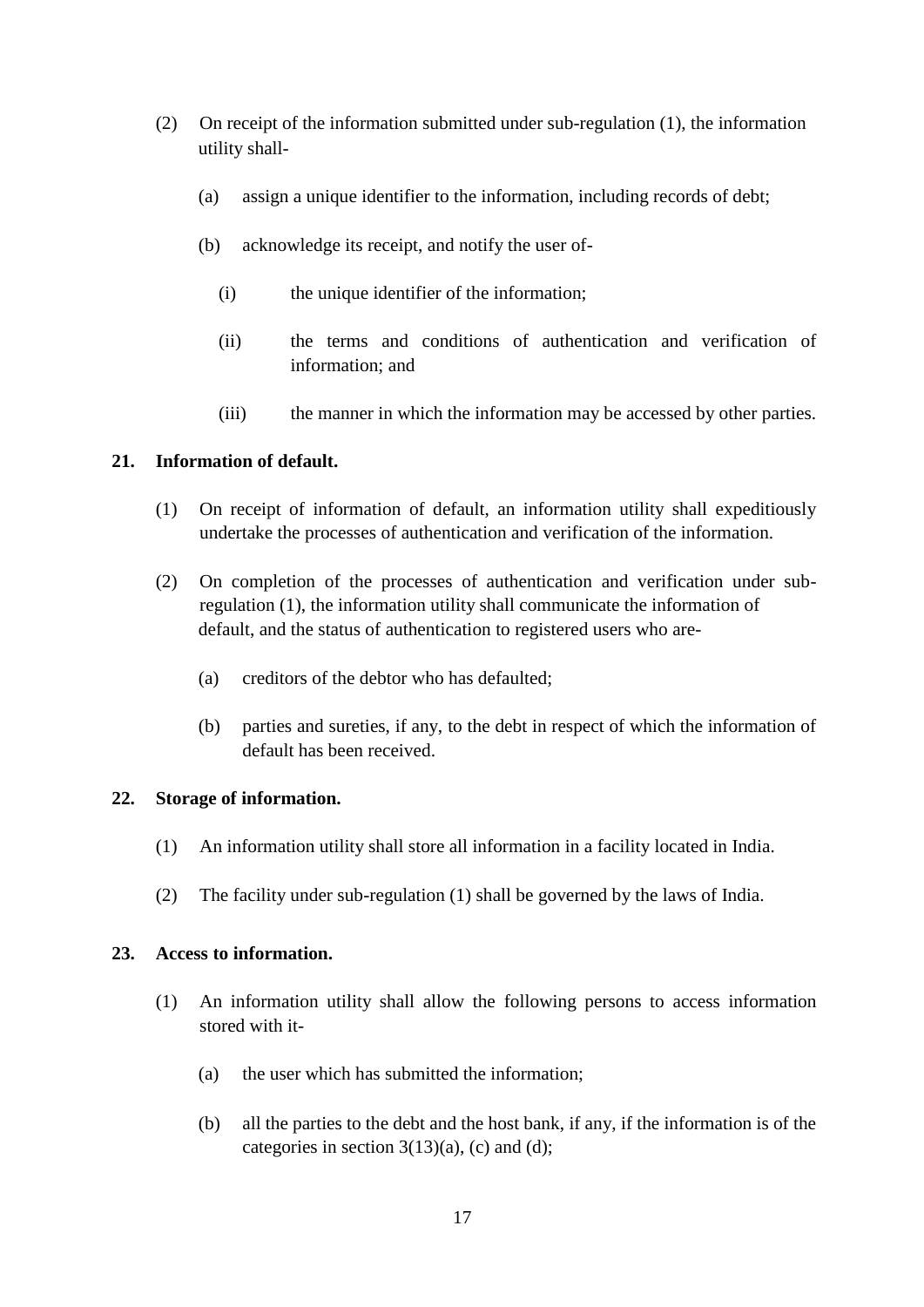(2) On receipt of the information submitted under sub-regulation (1), the information utility shall-

   (a) assign a unique identifier to the information, including records of debt;

   (b) acknowledge its receipt, and notify the user of-

      (i) the unique identifier of the information;

      (ii) the terms and conditions of authentication and verification of information; and

      (iii) the manner in which the information may be accessed by other parties.

**21. Information of default.**

(1) On receipt of information of default, an information utility shall expeditiously undertake the processes of authentication and verification of the information.

(2) On completion of the processes of authentication and verification under sub-regulation (1), the information utility shall communicate the information of default, and the status of authentication to registered users who are-

   (a) creditors of the debtor who has defaulted;

   (b) parties and sureties, if any, to the debt in respect of which the information of default has been received.

**22. Storage of information.**

(1) An information utility shall store all information in a facility located in India.

(2) The facility under sub-regulation (1) shall be governed by the laws of India.

**23. Access to information.**

(1) An information utility shall allow the following persons to access information stored with it-

   (a) the user which has submitted the information;

   (b) all the parties to the debt and the host bank, if any, if the information is of the categories in section 3(13)(a), (c) and (d);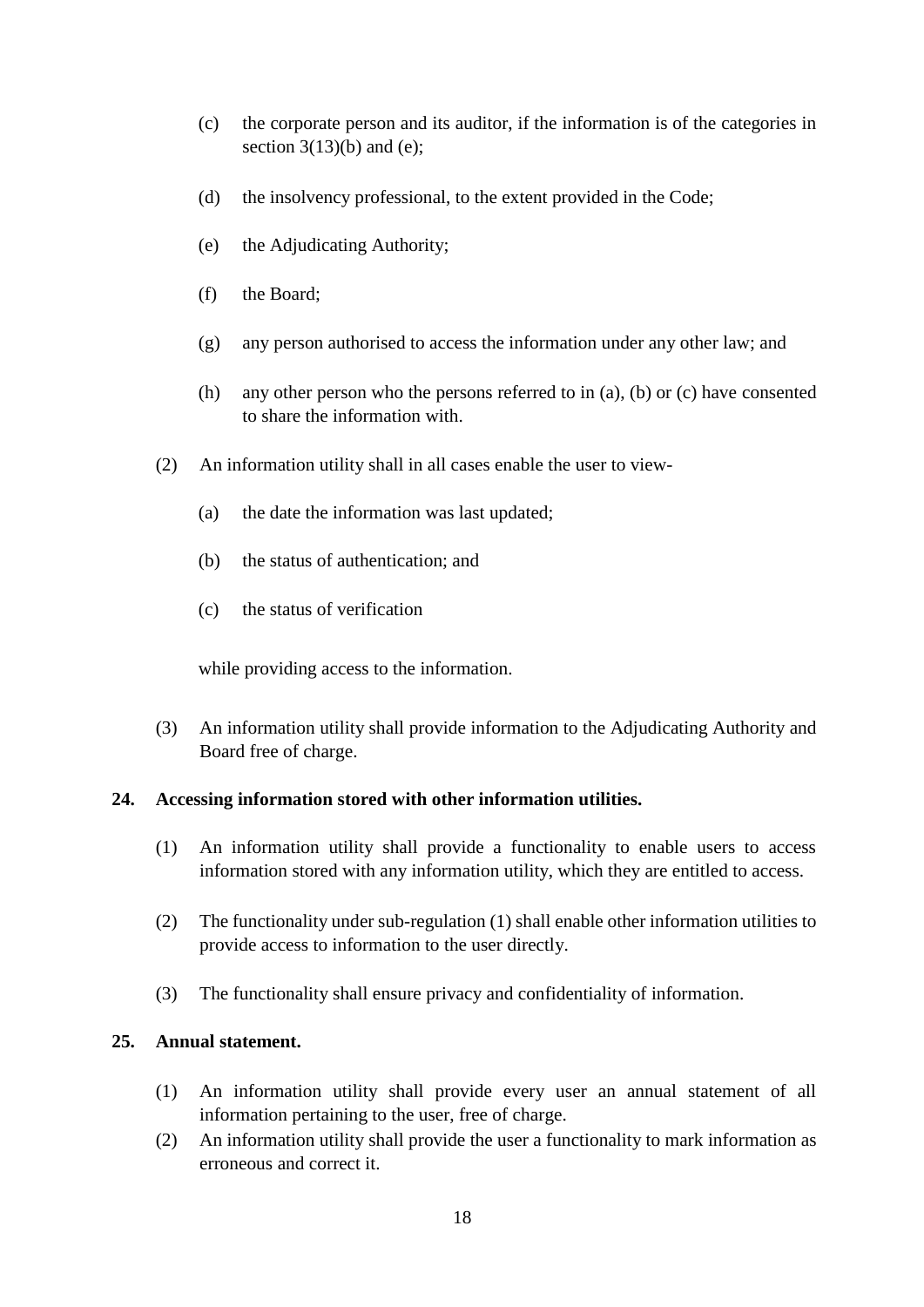(c) the corporate person and its auditor, if the information is of the categories in section 3(13)(b) and (e);

(d) the insolvency professional, to the extent provided in the Code;

(e) the Adjudicating Authority;

(f) the Board;

(g) any person authorised to access the information under any other law; and

(h) any other person who the persons referred to in (a), (b) or (c) have consented to share the information with.

(2) An information utility shall in all cases enable the user to view-

(a) the date the information was last updated;

(b) the status of authentication; and

(c) the status of verification

while providing access to the information.

(3) An information utility shall provide information to the Adjudicating Authority and Board free of charge.

**24. Accessing information stored with other information utilities.**

(1) An information utility shall provide a functionality to enable users to access information stored with any information utility, which they are entitled to access.

(2) The functionality under sub-regulation (1) shall enable other information utilities to provide access to information to the user directly.

(3) The functionality shall ensure privacy and confidentiality of information.

**25. Annual statement.**

(1) An information utility shall provide every user an annual statement of all information pertaining to the user, free of charge.

(2) An information utility shall provide the user a functionality to mark information as erroneous and correct it.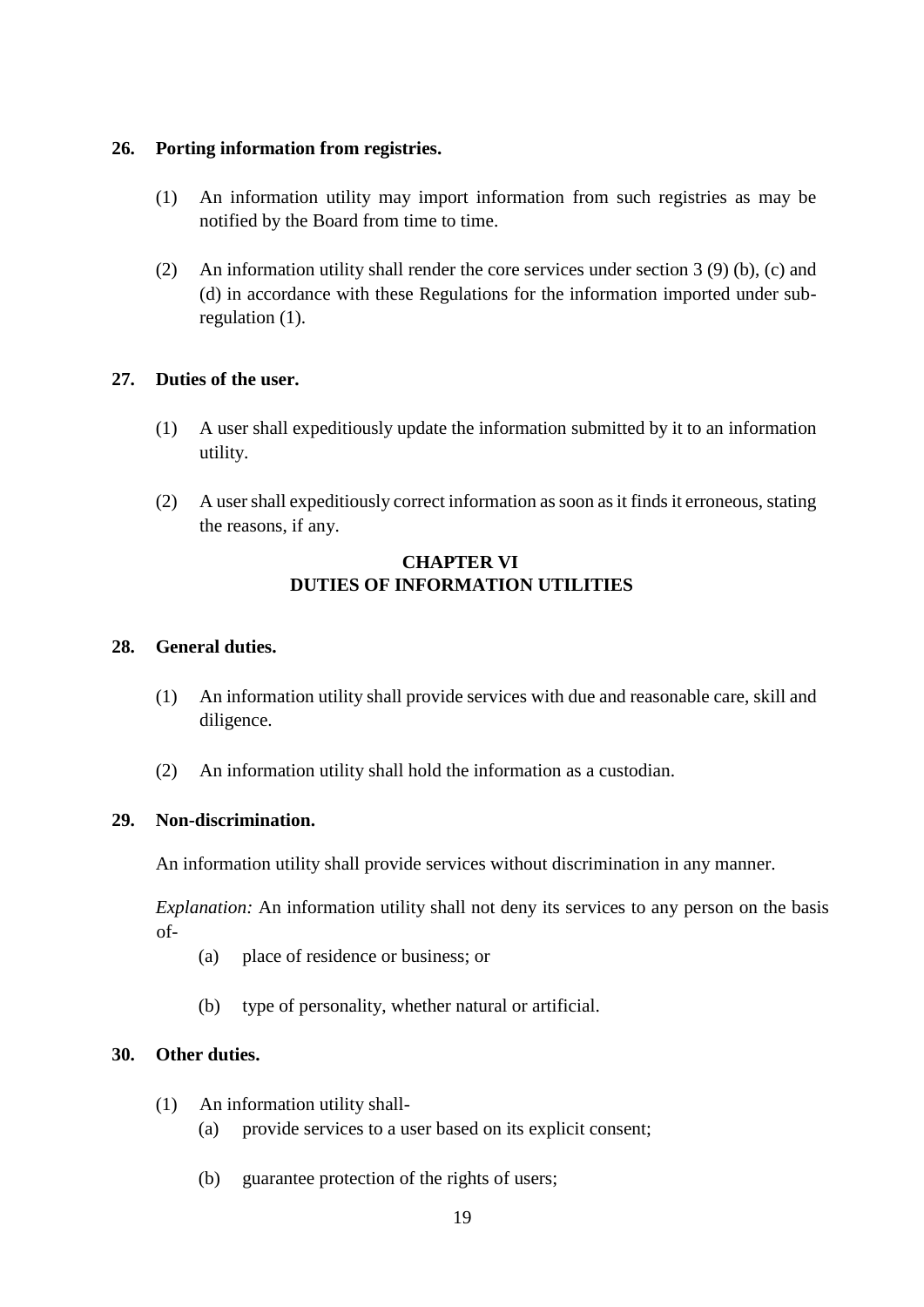**26. Porting information from registries.**

(1) An information utility may import information from such registries as may be notified by the Board from time to time.

(2) An information utility shall render the core services under section 3 (9) (b), (c) and (d) in accordance with these Regulations for the information imported under sub-regulation (1).

**27. Duties of the user.**

(1) A user shall expeditiously update the information submitted by it to an information utility.

(2) A user shall expeditiously correct information as soon as it finds it erroneous, stating the reasons, if any.

## CHAPTER VI
## DUTIES OF INFORMATION UTILITIES

**28. General duties.**

(1) An information utility shall provide services with due and reasonable care, skill and diligence.

(2) An information utility shall hold the information as a custodian.

**29. Non-discrimination.**

An information utility shall provide services without discrimination in any manner.

*Explanation:* An information utility shall not deny its services to any person on the basis of-

(a) place of residence or business; or

(b) type of personality, whether natural or artificial.

**30. Other duties.**

(1) An information utility shall-

(a) provide services to a user based on its explicit consent;

(b) guarantee protection of the rights of users;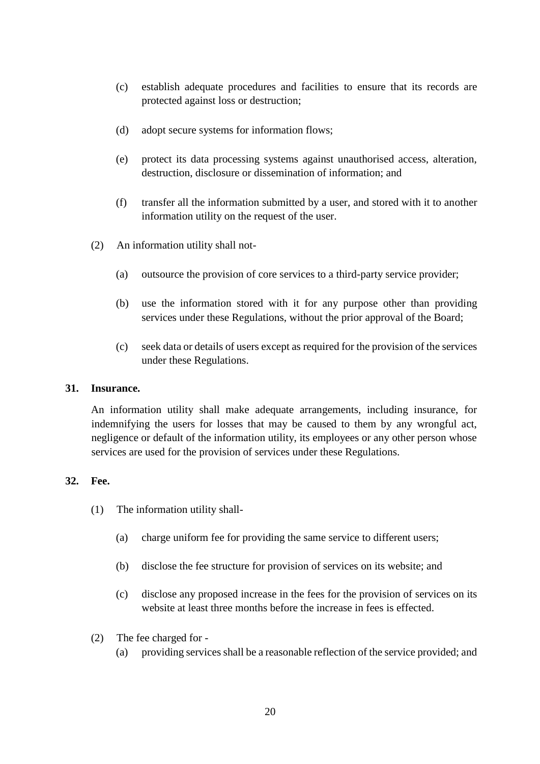(c) establish adequate procedures and facilities to ensure that its records are protected against loss or destruction;

(d) adopt secure systems for information flows;

(e) protect its data processing systems against unauthorised access, alteration, destruction, disclosure or dissemination of information; and

(f) transfer all the information submitted by a user, and stored with it to another information utility on the request of the user.

(2) An information utility shall not-

(a) outsource the provision of core services to a third-party service provider;

(b) use the information stored with it for any purpose other than providing services under these Regulations, without the prior approval of the Board;

(c) seek data or details of users except as required for the provision of the services under these Regulations.

**31. Insurance.**

An information utility shall make adequate arrangements, including insurance, for indemnifying the users for losses that may be caused to them by any wrongful act, negligence or default of the information utility, its employees or any other person whose services are used for the provision of services under these Regulations.

**32. Fee.**

(1) The information utility shall-

(a) charge uniform fee for providing the same service to different users;

(b) disclose the fee structure for provision of services on its website; and

(c) disclose any proposed increase in the fees for the provision of services on its website at least three months before the increase in fees is effected.

(2) The fee charged for -

(a) providing services shall be a reasonable reflection of the service provided; and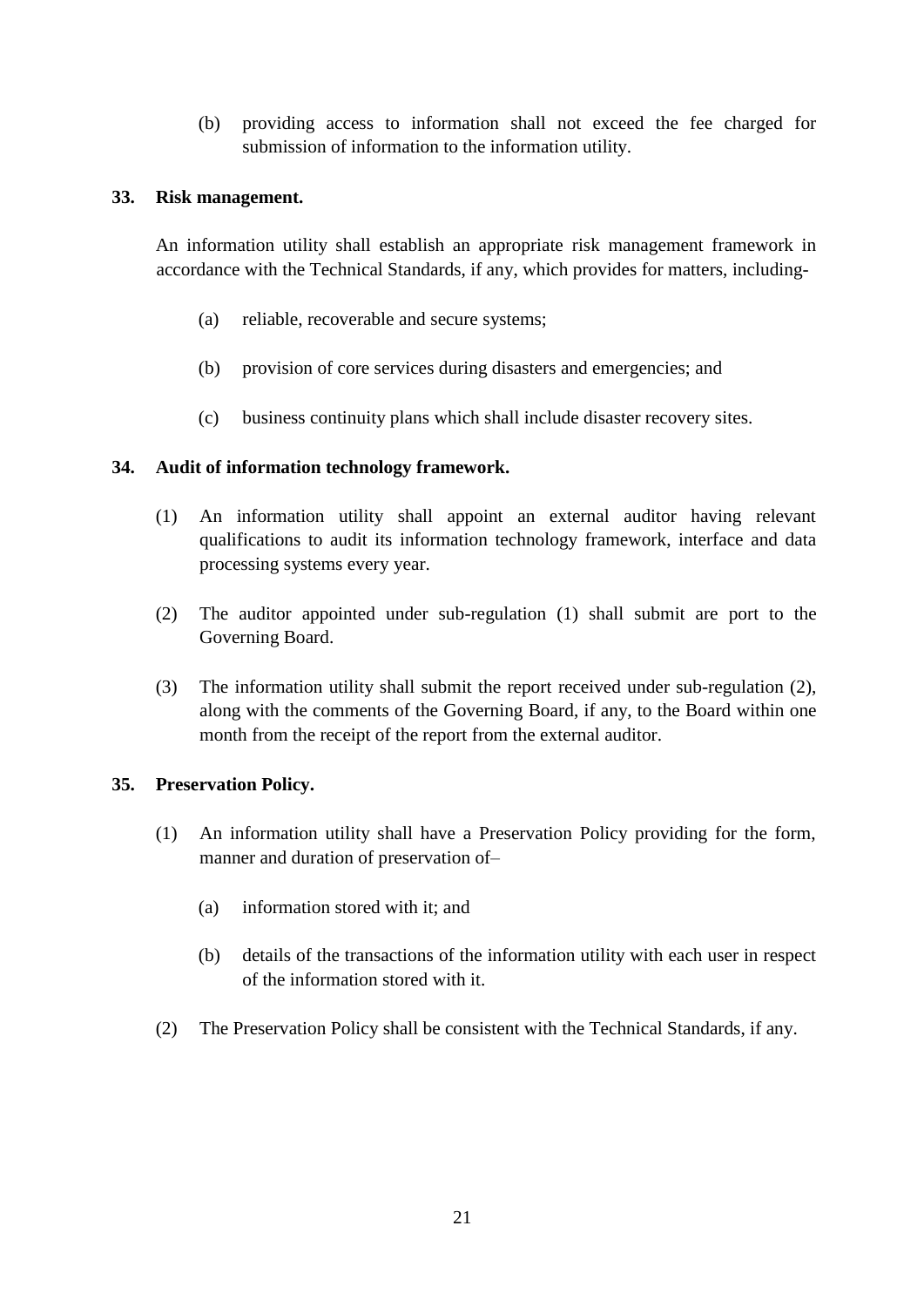(b) providing access to information shall not exceed the fee charged for submission of information to the information utility.

**33. Risk management.**

An information utility shall establish an appropriate risk management framework in accordance with the Technical Standards, if any, which provides for matters, including-

(a) reliable, recoverable and secure systems;

(b) provision of core services during disasters and emergencies; and

(c) business continuity plans which shall include disaster recovery sites.

**34. Audit of information technology framework.**

(1) An information utility shall appoint an external auditor having relevant qualifications to audit its information technology framework, interface and data processing systems every year.

(2) The auditor appointed under sub-regulation (1) shall submit are port to the Governing Board.

(3) The information utility shall submit the report received under sub-regulation (2), along with the comments of the Governing Board, if any, to the Board within one month from the receipt of the report from the external auditor.

**35. Preservation Policy.**

(1) An information utility shall have a Preservation Policy providing for the form, manner and duration of preservation of–

(a) information stored with it; and

(b) details of the transactions of the information utility with each user in respect of the information stored with it.

(2) The Preservation Policy shall be consistent with the Technical Standards, if any.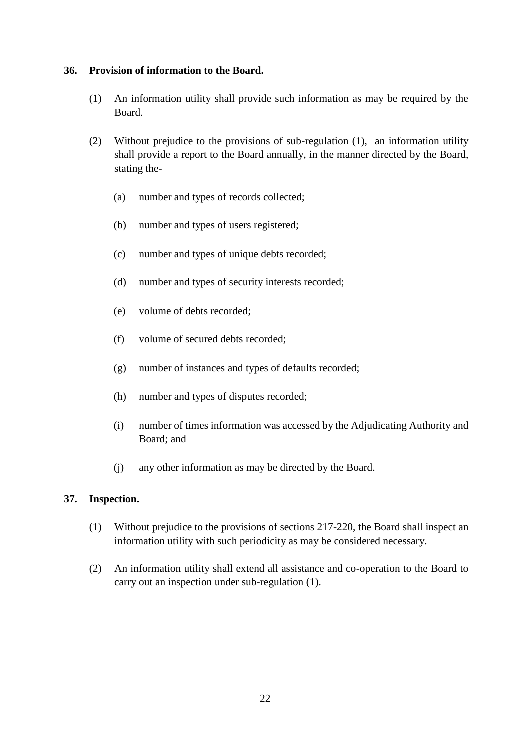**36. Provision of information to the Board.**

(1) An information utility shall provide such information as may be required by the Board.

(2) Without prejudice to the provisions of sub-regulation (1), an information utility shall provide a report to the Board annually, in the manner directed by the Board, stating the-

(a) number and types of records collected;

(b) number and types of users registered;

(c) number and types of unique debts recorded;

(d) number and types of security interests recorded;

(e) volume of debts recorded;

(f) volume of secured debts recorded;

(g) number of instances and types of defaults recorded;

(h) number and types of disputes recorded;

(i) number of times information was accessed by the Adjudicating Authority and Board; and

(j) any other information as may be directed by the Board.

**37. Inspection.**

(1) Without prejudice to the provisions of sections 217-220, the Board shall inspect an information utility with such periodicity as may be considered necessary.

(2) An information utility shall extend all assistance and co-operation to the Board to carry out an inspection under sub-regulation (1).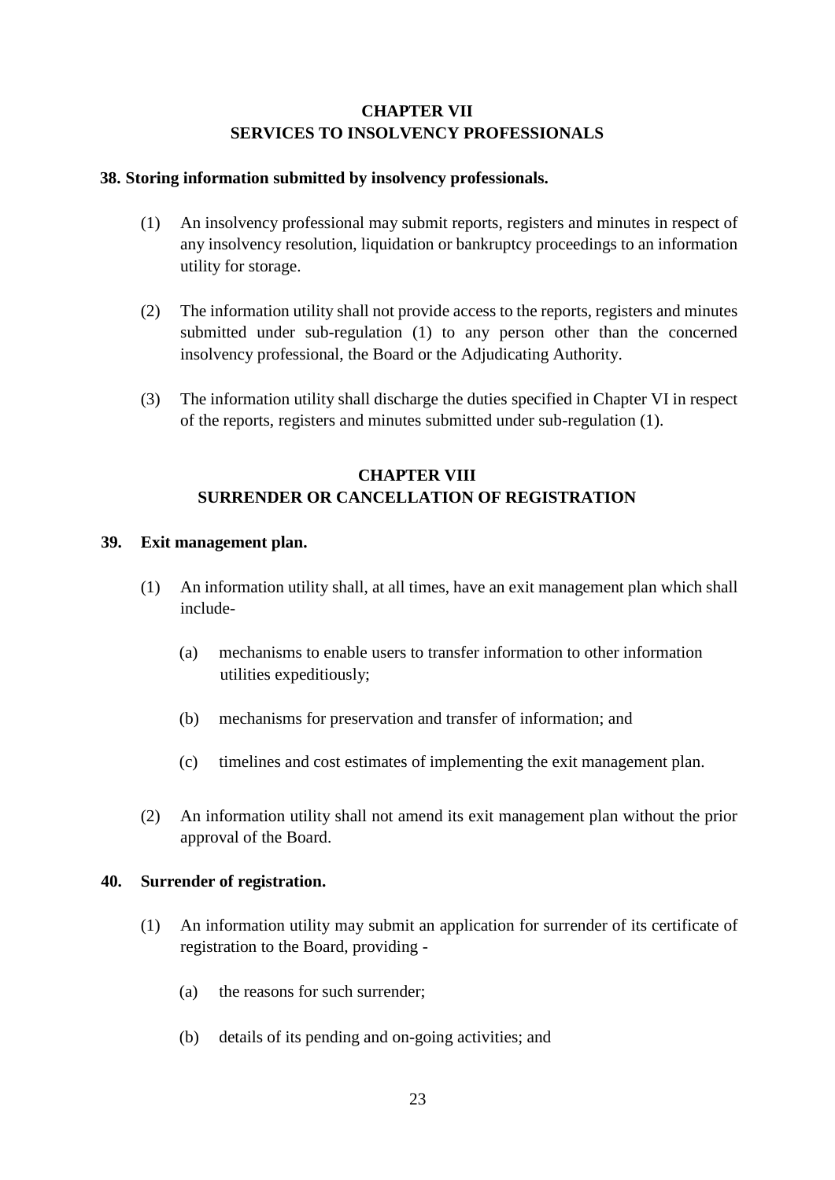## CHAPTER VII
## SERVICES TO INSOLVENCY PROFESSIONALS

### 38. Storing information submitted by insolvency professionals.

(1) An insolvency professional may submit reports, registers and minutes in respect of any insolvency resolution, liquidation or bankruptcy proceedings to an information utility for storage.

(2) The information utility shall not provide access to the reports, registers and minutes submitted under sub-regulation (1) to any person other than the concerned insolvency professional, the Board or the Adjudicating Authority.

(3) The information utility shall discharge the duties specified in Chapter VI in respect of the reports, registers and minutes submitted under sub-regulation (1).

## CHAPTER VIII
## SURRENDER OR CANCELLATION OF REGISTRATION

### 39. Exit management plan.

(1) An information utility shall, at all times, have an exit management plan which shall include-

- (a) mechanisms to enable users to transfer information to other information utilities expeditiously;
- (b) mechanisms for preservation and transfer of information; and
- (c) timelines and cost estimates of implementing the exit management plan.

(2) An information utility shall not amend its exit management plan without the prior approval of the Board.

### 40. Surrender of registration.

(1) An information utility may submit an application for surrender of its certificate of registration to the Board, providing -

- (a) the reasons for such surrender;
- (b) details of its pending and on-going activities; and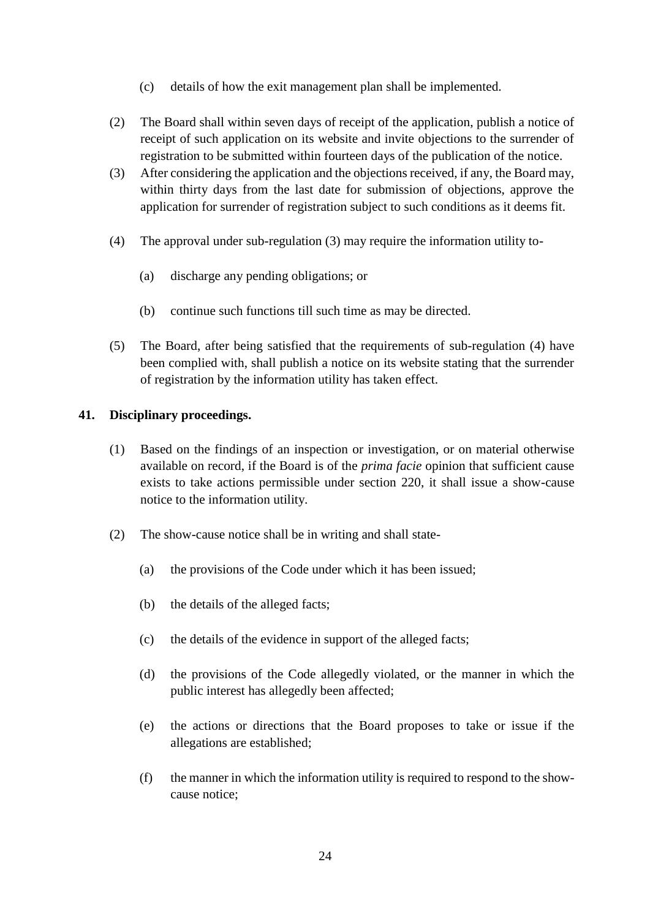(c) details of how the exit management plan shall be implemented.

(2) The Board shall within seven days of receipt of the application, publish a notice of receipt of such application on its website and invite objections to the surrender of registration to be submitted within fourteen days of the publication of the notice.

(3) After considering the application and the objections received, if any, the Board may, within thirty days from the last date for submission of objections, approve the application for surrender of registration subject to such conditions as it deems fit.

(4) The approval under sub-regulation (3) may require the information utility to-

(a) discharge any pending obligations; or

(b) continue such functions till such time as may be directed.

(5) The Board, after being satisfied that the requirements of sub-regulation (4) have been complied with, shall publish a notice on its website stating that the surrender of registration by the information utility has taken effect.

**41. Disciplinary proceedings.**

(1) Based on the findings of an inspection or investigation, or on material otherwise available on record, if the Board is of the *prima facie* opinion that sufficient cause exists to take actions permissible under section 220, it shall issue a show-cause notice to the information utility.

(2) The show-cause notice shall be in writing and shall state-

(a) the provisions of the Code under which it has been issued;

(b) the details of the alleged facts;

(c) the details of the evidence in support of the alleged facts;

(d) the provisions of the Code allegedly violated, or the manner in which the public interest has allegedly been affected;

(e) the actions or directions that the Board proposes to take or issue if the allegations are established;

(f) the manner in which the information utility is required to respond to the show-cause notice;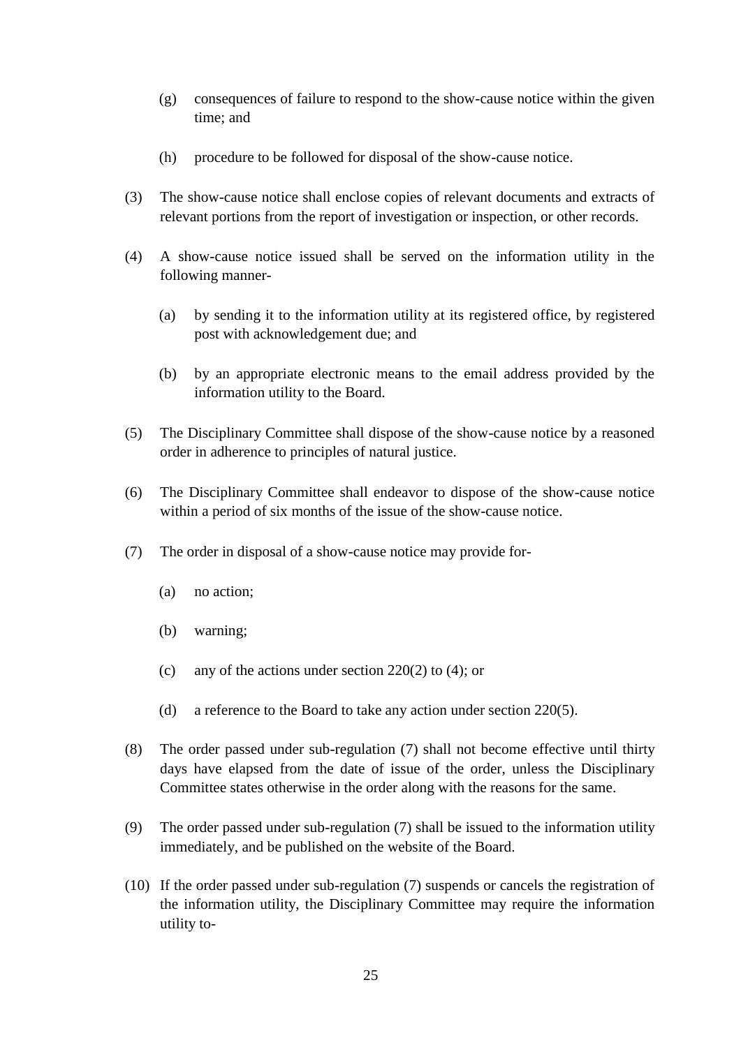(g) consequences of failure to respond to the show-cause notice within the given time; and

(h) procedure to be followed for disposal of the show-cause notice.

(3) The show-cause notice shall enclose copies of relevant documents and extracts of relevant portions from the report of investigation or inspection, or other records.

(4) A show-cause notice issued shall be served on the information utility in the following manner-

(a) by sending it to the information utility at its registered office, by registered post with acknowledgement due; and

(b) by an appropriate electronic means to the email address provided by the information utility to the Board.

(5) The Disciplinary Committee shall dispose of the show-cause notice by a reasoned order in adherence to principles of natural justice.

(6) The Disciplinary Committee shall endeavor to dispose of the show-cause notice within a period of six months of the issue of the show-cause notice.

(7) The order in disposal of a show-cause notice may provide for-

(a) no action;

(b) warning;

(c) any of the actions under section 220(2) to (4); or

(d) a reference to the Board to take any action under section 220(5).

(8) The order passed under sub-regulation (7) shall not become effective until thirty days have elapsed from the date of issue of the order, unless the Disciplinary Committee states otherwise in the order along with the reasons for the same.

(9) The order passed under sub-regulation (7) shall be issued to the information utility immediately, and be published on the website of the Board.

(10) If the order passed under sub-regulation (7) suspends or cancels the registration of the information utility, the Disciplinary Committee may require the information utility to-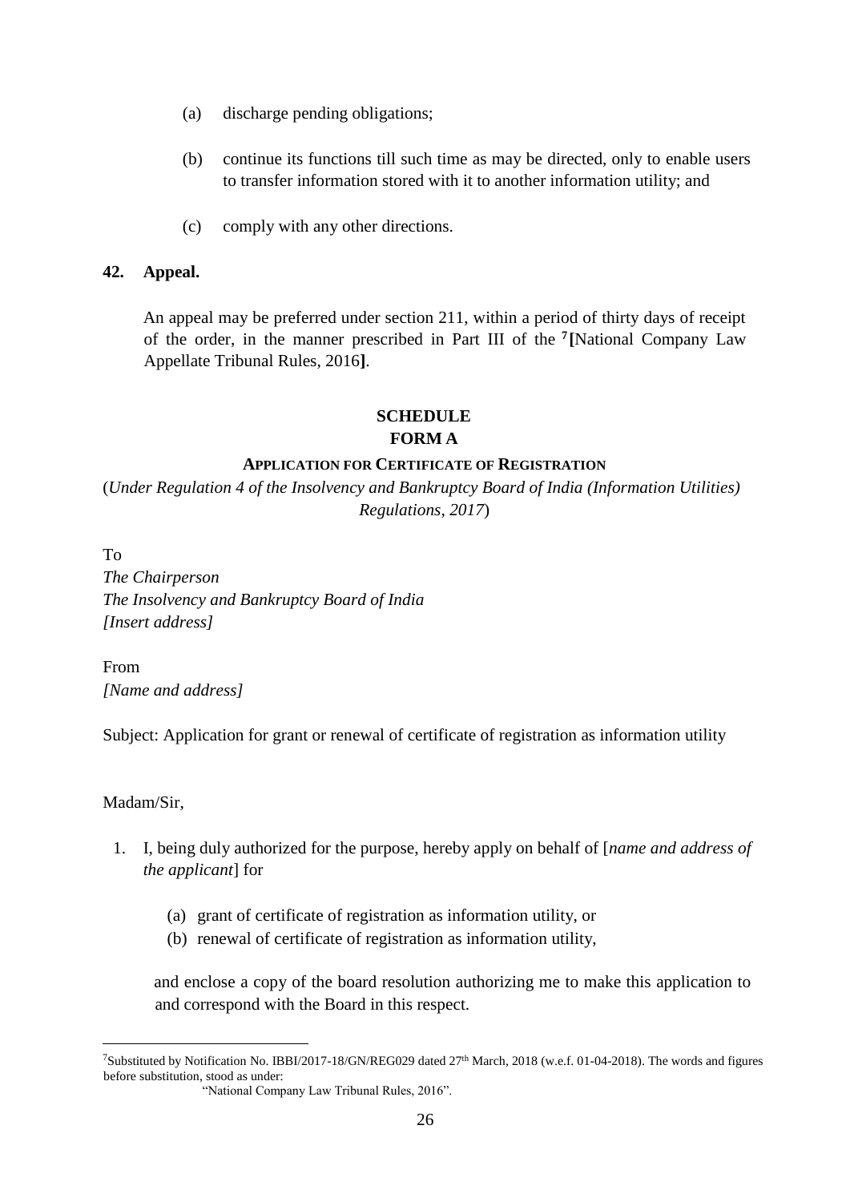(a) discharge pending obligations;

(b) continue its functions till such time as may be directed, only to enable users to transfer information stored with it to another information utility; and

(c) comply with any other directions.

**42. Appeal.**

An appeal may be preferred under section 211, within a period of thirty days of receipt of the order, in the manner prescribed in Part III of the [7]**[**National Company Law Appellate Tribunal Rules, 2016**]**.

## SCHEDULE
## FORM A

### APPLICATION FOR CERTIFICATE OF REGISTRATION

(*Under Regulation 4 of the Insolvency and Bankruptcy Board of India (Information Utilities) Regulations, 2017*)

To
*The Chairperson*
*The Insolvency and Bankruptcy Board of India*
*[Insert address]*

From
*[Name and address]*

Subject: Application for grant or renewal of certificate of registration as information utility

Madam/Sir,

1. I, being duly authorized for the purpose, hereby apply on behalf of [*name and address of the applicant*] for

   (a) grant of certificate of registration as information utility, or
   (b) renewal of certificate of registration as information utility,

   and enclose a copy of the board resolution authorizing me to make this application to and correspond with the Board in this respect.

---

[7]Substituted by Notification No. IBBI/2017-18/GN/REG029 dated 27th March, 2018 (w.e.f. 01-04-2018). The words and figures before substitution, stood as under:

"National Company Law Tribunal Rules, 2016".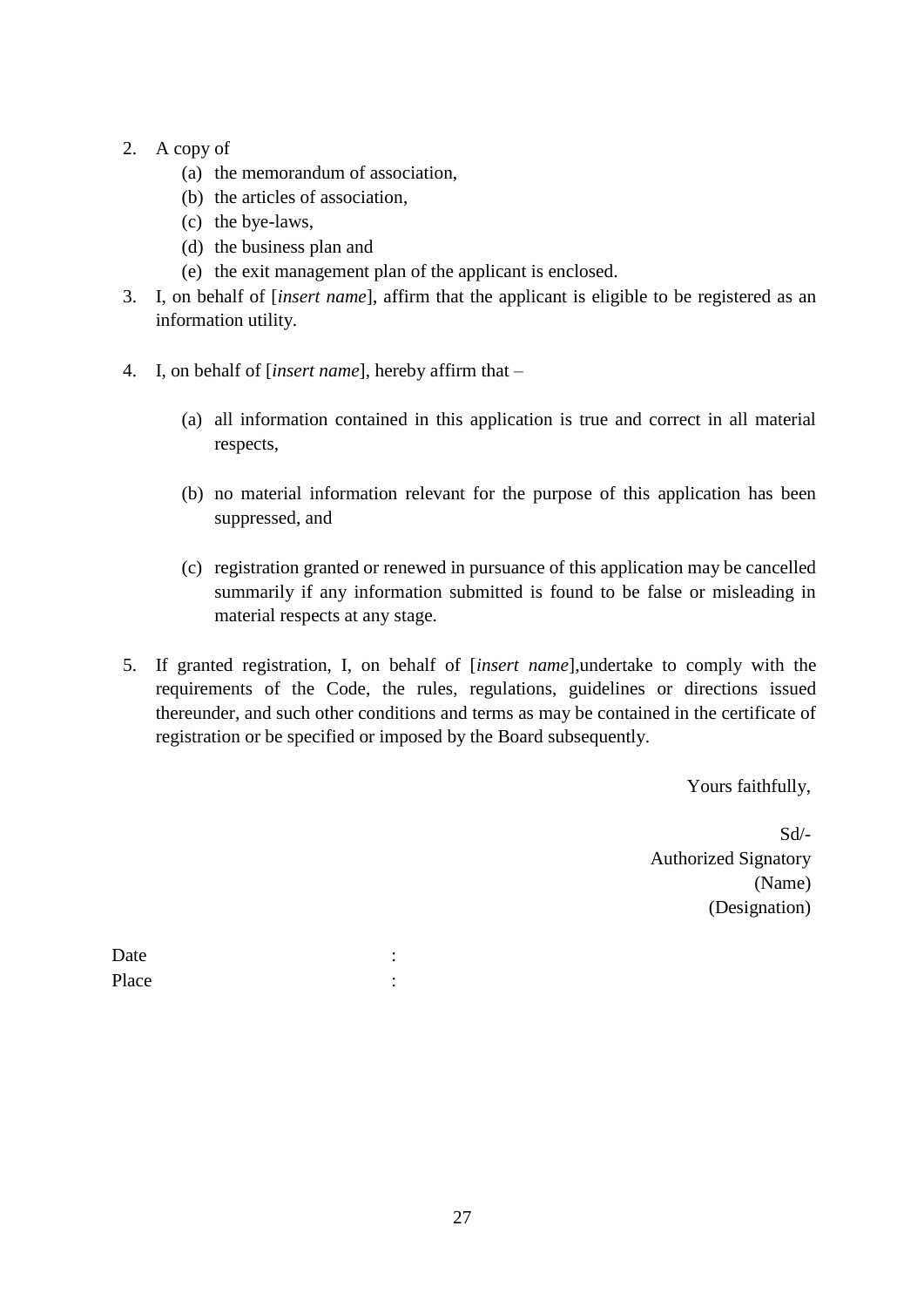2. A copy of
    (a) the memorandum of association,
    (b) the articles of association,
    (c) the bye-laws,
    (d) the business plan and
    (e) the exit management plan of the applicant is enclosed.
3. I, on behalf of [*insert name*], affirm that the applicant is eligible to be registered as an information utility.

4. I, on behalf of [*insert name*], hereby affirm that –

    (a) all information contained in this application is true and correct in all material respects,

    (b) no material information relevant for the purpose of this application has been suppressed, and

    (c) registration granted or renewed in pursuance of this application may be cancelled summarily if any information submitted is found to be false or misleading in material respects at any stage.

5. If granted registration, I, on behalf of [*insert name*],undertake to comply with the requirements of the Code, the rules, regulations, guidelines or directions issued thereunder, and such other conditions and terms as may be contained in the certificate of registration or be specified or imposed by the Board subsequently.

Yours faithfully,

Sd/-
Authorized Signatory
(Name)
(Designation)

Date :
Place :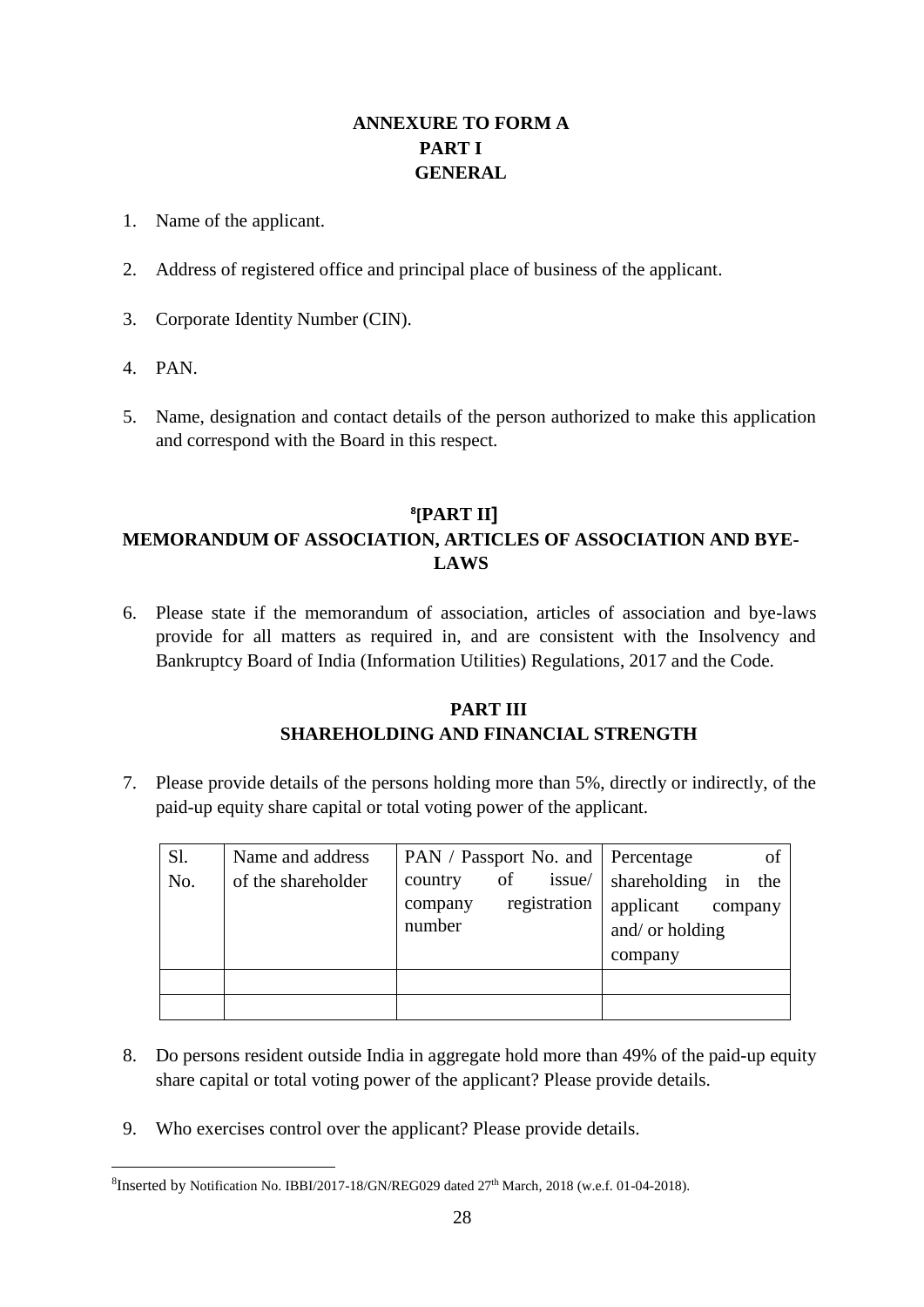# ANNEXURE TO FORM A

## PART I

## GENERAL

1. Name of the applicant.
2. Address of registered office and principal place of business of the applicant.
3. Corporate Identity Number (CIN).
4. PAN.
5. Name, designation and contact details of the person authorized to make this application and correspond with the Board in this respect.

## [8][PART II]

## MEMORANDUM OF ASSOCIATION, ARTICLES OF ASSOCIATION AND BYE-LAWS

6. Please state if the memorandum of association, articles of association and bye-laws provide for all matters as required in, and are consistent with the Insolvency and Bankruptcy Board of India (Information Utilities) Regulations, 2017 and the Code.

## PART III

## SHAREHOLDING AND FINANCIAL STRENGTH

7. Please provide details of the persons holding more than 5%, directly or indirectly, of the paid-up equity share capital or total voting power of the applicant.

| Sl. No. | Name and address of the shareholder | PAN / Passport No. and country of issue/ company registration number | Percentage of shareholding in the applicant company and/ or holding company |
|---|---|---|---|
| | | | |
| | | | |

8. Do persons resident outside India in aggregate hold more than 49% of the paid-up equity share capital or total voting power of the applicant? Please provide details.
9. Who exercises control over the applicant? Please provide details.

[8]Inserted by Notification No. IBBI/2017-18/GN/REG029 dated 27th March, 2018 (w.e.f. 01-04-2018).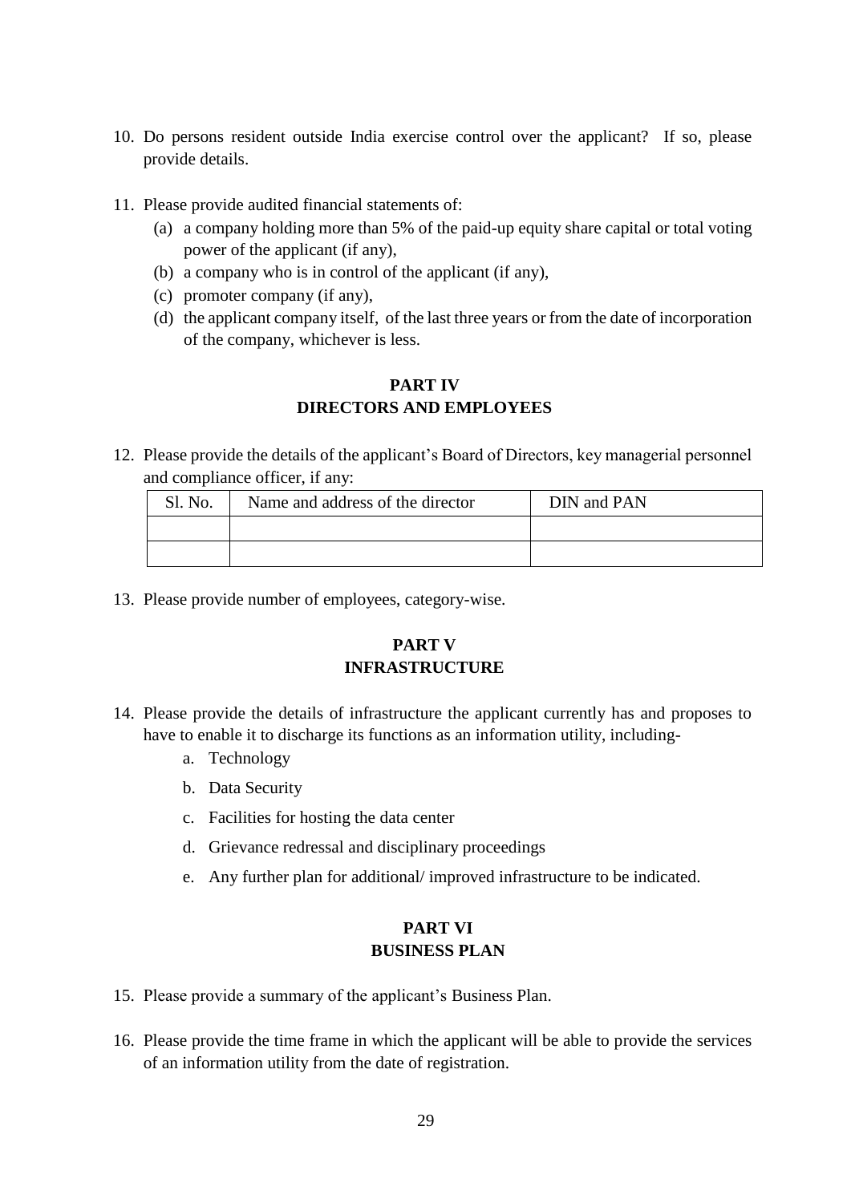10. Do persons resident outside India exercise control over the applicant? If so, please provide details.

11. Please provide audited financial statements of:
    (a) a company holding more than 5% of the paid-up equity share capital or total voting power of the applicant (if any),
    (b) a company who is in control of the applicant (if any),
    (c) promoter company (if any),
    (d) the applicant company itself, of the last three years or from the date of incorporation of the company, whichever is less.

## PART IV
## DIRECTORS AND EMPLOYEES

12. Please provide the details of the applicant's Board of Directors, key managerial personnel and compliance officer, if any:

| Sl. No. | Name and address of the director | DIN and PAN |
|---|---|---|
| | | |
| | | |

13. Please provide number of employees, category-wise.

## PART V
## INFRASTRUCTURE

14. Please provide the details of infrastructure the applicant currently has and proposes to have to enable it to discharge its functions as an information utility, including-
    a. Technology
    b. Data Security
    c. Facilities for hosting the data center
    d. Grievance redressal and disciplinary proceedings
    e. Any further plan for additional/ improved infrastructure to be indicated.

## PART VI
## BUSINESS PLAN

15. Please provide a summary of the applicant's Business Plan.

16. Please provide the time frame in which the applicant will be able to provide the services of an information utility from the date of registration.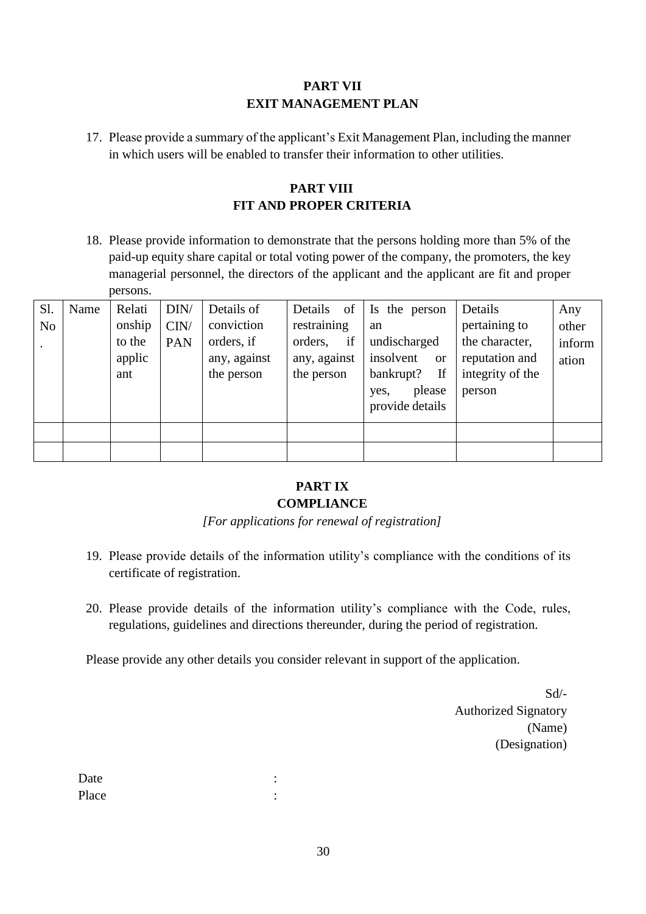## PART VII
## EXIT MANAGEMENT PLAN

17. Please provide a summary of the applicant's Exit Management Plan, including the manner in which users will be enabled to transfer their information to other utilities.

## PART VIII
## FIT AND PROPER CRITERIA

18. Please provide information to demonstrate that the persons holding more than 5% of the paid-up equity share capital or total voting power of the company, the promoters, the key managerial personnel, the directors of the applicant and the applicant are fit and proper persons.

| Sl. No. | Name | Relationship to the applicant | DIN/ CIN/ PAN | Details of conviction orders, if any, against the person | Details of restraining orders, if any, against the person | Is the person an undischarged insolvent or bankrupt? If yes, please provide details | Details pertaining to the character, reputation and integrity of the person | Any other information |
|---|---|---|---|---|---|---|---|---|
| | | | | | | | | |
| | | | | | | | | |

## PART IX
## COMPLIANCE

*[For applications for renewal of registration]*

19. Please provide details of the information utility's compliance with the conditions of its certificate of registration.

20. Please provide details of the information utility's compliance with the Code, rules, regulations, guidelines and directions thereunder, during the period of registration.

Please provide any other details you consider relevant in support of the application.

Sd/-
Authorized Signatory
(Name)
(Designation)

Date :
Place :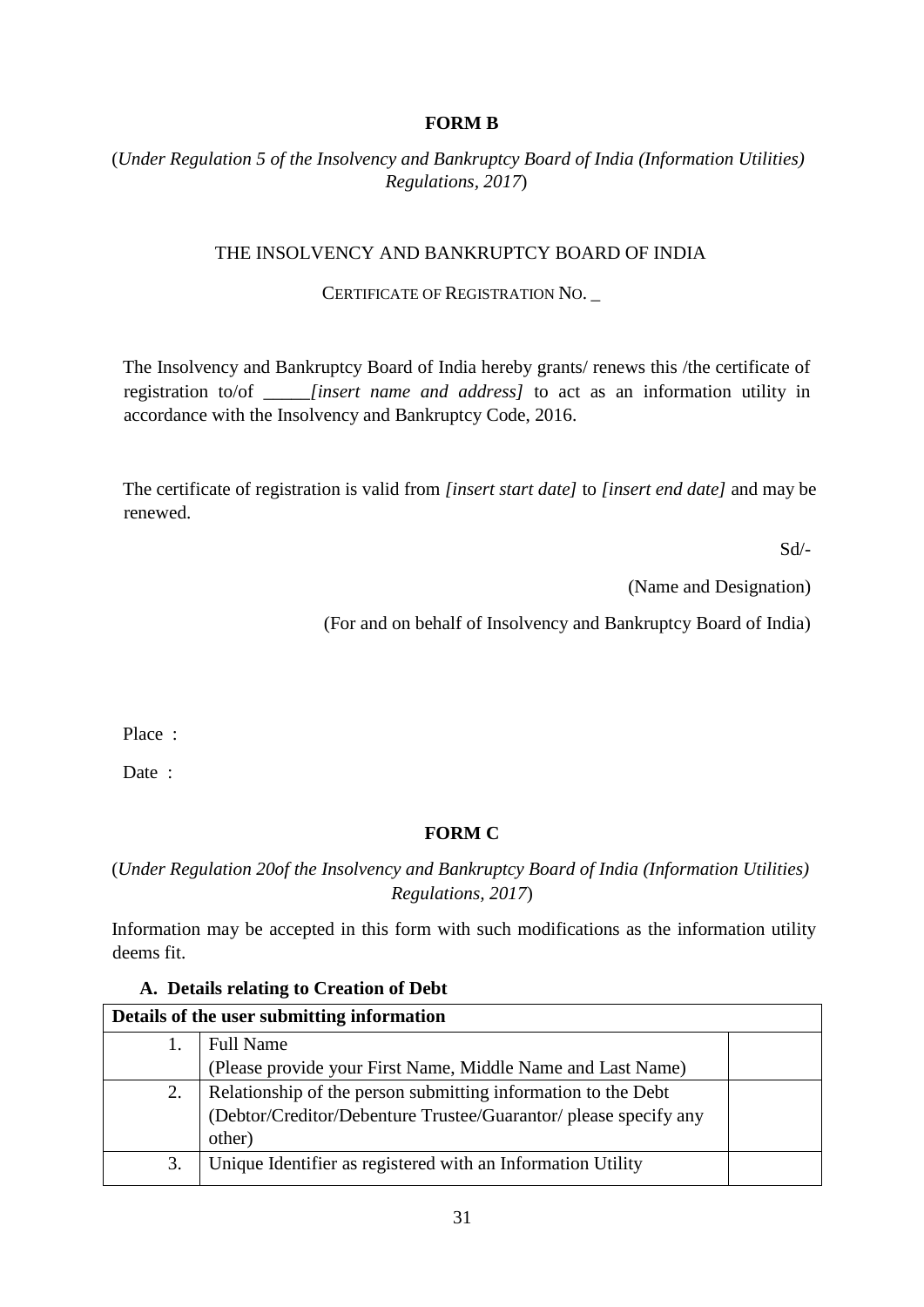**FORM B**

(*Under Regulation 5 of the Insolvency and Bankruptcy Board of India (Information Utilities) Regulations, 2017*)

THE INSOLVENCY AND BANKRUPTCY BOARD OF INDIA

CERTIFICATE OF REGISTRATION NO. _

The Insolvency and Bankruptcy Board of India hereby grants/ renews this /the certificate of registration to/of _____*[insert name and address]* to act as an information utility in accordance with the Insolvency and Bankruptcy Code, 2016.

The certificate of registration is valid from *[insert start date]* to *[insert end date]* and may be renewed.

Sd/-

(Name and Designation)

(For and on behalf of Insolvency and Bankruptcy Board of India)

Place :

Date :

**FORM C**

(*Under Regulation 20of the Insolvency and Bankruptcy Board of India (Information Utilities) Regulations, 2017*)

Information may be accepted in this form with such modifications as the information utility deems fit.

**A. Details relating to Creation of Debt**

| **Details of the user submitting information** | | |
|---|---|---|
| 1. | Full Name<br>(Please provide your First Name, Middle Name and Last Name) | |
| 2. | Relationship of the person submitting information to the Debt<br>(Debtor/Creditor/Debenture Trustee/Guarantor/ please specify any other) | |
| 3. | Unique Identifier as registered with an Information Utility | |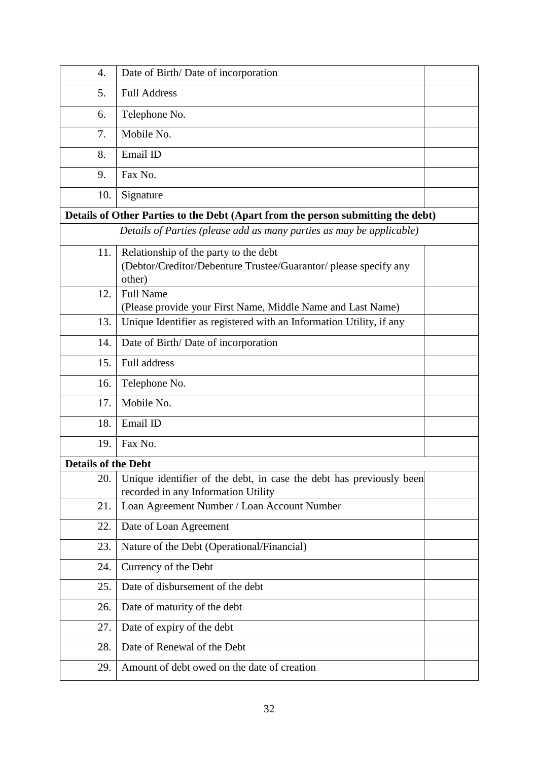| | | |
|---|---|---|
| 4. | Date of Birth/ Date of incorporation | |
| 5. | Full Address | |
| 6. | Telephone No. | |
| 7. | Mobile No. | |
| 8. | Email ID | |
| 9. | Fax No. | |
| 10. | Signature | |
| **Details of Other Parties to the Debt (Apart from the person submitting the debt)** | | |
| *Details of Parties (please add as many parties as may be applicable)* | | |
| 11. | Relationship of the party to the debt (Debtor/Creditor/Debenture Trustee/Guarantor/ please specify any other) | |
| 12. | Full Name (Please provide your First Name, Middle Name and Last Name) | |
| 13. | Unique Identifier as registered with an Information Utility, if any | |
| 14. | Date of Birth/ Date of incorporation | |
| 15. | Full address | |
| 16. | Telephone No. | |
| 17. | Mobile No. | |
| 18. | Email ID | |
| 19. | Fax No. | |
| **Details of the Debt** | | |
| 20. | Unique identifier of the debt, in case the debt has previously been recorded in any Information Utility | |
| 21. | Loan Agreement Number / Loan Account Number | |
| 22. | Date of Loan Agreement | |
| 23. | Nature of the Debt (Operational/Financial) | |
| 24. | Currency of the Debt | |
| 25. | Date of disbursement of the debt | |
| 26. | Date of maturity of the debt | |
| 27. | Date of expiry of the debt | |
| 28. | Date of Renewal of the Debt | |
| 29. | Amount of debt owed on the date of creation | |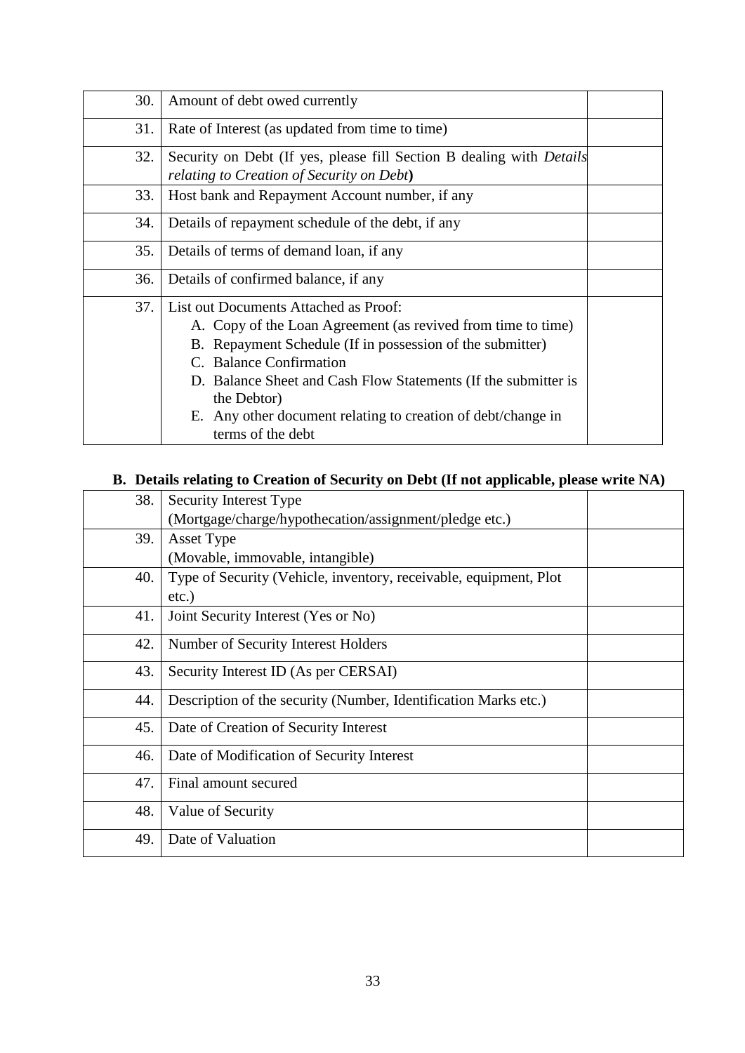| | | |
|---|---|---|
| 30. | Amount of debt owed currently | |
| 31. | Rate of Interest (as updated from time to time) | |
| 32. | Security on Debt (If yes, please fill Section B dealing with *Details relating to Creation of Security on Debt*) | |
| 33. | Host bank and Repayment Account number, if any | |
| 34. | Details of repayment schedule of the debt, if any | |
| 35. | Details of terms of demand loan, if any | |
| 36. | Details of confirmed balance, if any | |
| 37. | List out Documents Attached as Proof:<br>A. Copy of the Loan Agreement (as revived from time to time)<br>B. Repayment Schedule (If in possession of the submitter)<br>C. Balance Confirmation<br>D. Balance Sheet and Cash Flow Statements (If the submitter is the Debtor)<br>E. Any other document relating to creation of debt/change in terms of the debt | |

**B. Details relating to Creation of Security on Debt (If not applicable, please write NA)**

| | | |
|---|---|---|
| 38. | Security Interest Type (Mortgage/charge/hypothecation/assignment/pledge etc.) | |
| 39. | Asset Type (Movable, immovable, intangible) | |
| 40. | Type of Security (Vehicle, inventory, receivable, equipment, Plot etc.) | |
| 41. | Joint Security Interest (Yes or No) | |
| 42. | Number of Security Interest Holders | |
| 43. | Security Interest ID (As per CERSAI) | |
| 44. | Description of the security (Number, Identification Marks etc.) | |
| 45. | Date of Creation of Security Interest | |
| 46. | Date of Modification of Security Interest | |
| 47. | Final amount secured | |
| 48. | Value of Security | |
| 49. | Date of Valuation | |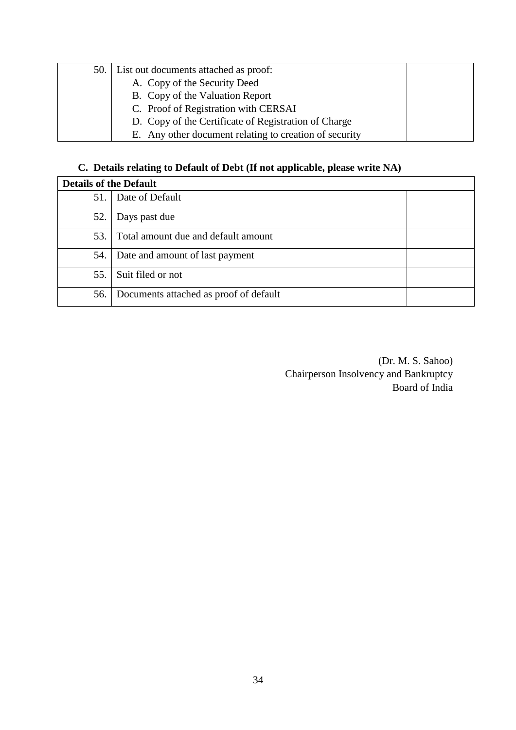| | | |
|---|---|---|
| 50. | List out documents attached as proof:<br>A. Copy of the Security Deed<br>B. Copy of the Valuation Report<br>C. Proof of Registration with CERSAI<br>D. Copy of the Certificate of Registration of Charge<br>E. Any other document relating to creation of security | |

**C. Details relating to Default of Debt (If not applicable, please write NA)**

| **Details of the Default** | | |
|---|---|---|
| 51. | Date of Default | |
| 52. | Days past due | |
| 53. | Total amount due and default amount | |
| 54. | Date and amount of last payment | |
| 55. | Suit filed or not | |
| 56. | Documents attached as proof of default | |

(Dr. M. S. Sahoo)
Chairperson Insolvency and Bankruptcy
Board of India